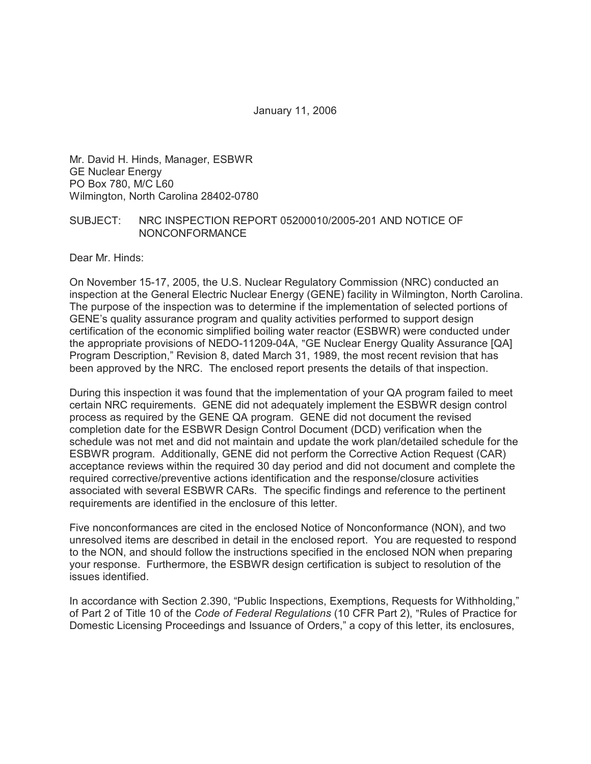January 11, 2006

Mr. David H. Hinds, Manager, ESBWR
GE Nuclear Energy
PO Box 780, M/C L60
Wilmington, North Carolina 28402-0780

SUBJECT: NRC INSPECTION REPORT 05200010/2005-201 AND NOTICE OF NONCONFORMANCE

Dear Mr. Hinds:

On November 15-17, 2005, the U.S. Nuclear Regulatory Commission (NRC) conducted an inspection at the General Electric Nuclear Energy (GENE) facility in Wilmington, North Carolina. The purpose of the inspection was to determine if the implementation of selected portions of GENE's quality assurance program and quality activities performed to support design certification of the economic simplified boiling water reactor (ESBWR) were conducted under the appropriate provisions of NEDO-11209-04A, "GE Nuclear Energy Quality Assurance [QA] Program Description," Revision 8, dated March 31, 1989, the most recent revision that has been approved by the NRC. The enclosed report presents the details of that inspection.

During this inspection it was found that the implementation of your QA program failed to meet certain NRC requirements. GENE did not adequately implement the ESBWR design control process as required by the GENE QA program. GENE did not document the revised completion date for the ESBWR Design Control Document (DCD) verification when the schedule was not met and did not maintain and update the work plan/detailed schedule for the ESBWR program. Additionally, GENE did not perform the Corrective Action Request (CAR) acceptance reviews within the required 30 day period and did not document and complete the required corrective/preventive actions identification and the response/closure activities associated with several ESBWR CARs. The specific findings and reference to the pertinent requirements are identified in the enclosure of this letter.

Five nonconformances are cited in the enclosed Notice of Nonconformance (NON), and two unresolved items are described in detail in the enclosed report. You are requested to respond to the NON, and should follow the instructions specified in the enclosed NON when preparing your response. Furthermore, the ESBWR design certification is subject to resolution of the issues identified.

In accordance with Section 2.390, "Public Inspections, Exemptions, Requests for Withholding," of Part 2 of Title 10 of the *Code of Federal Regulations* (10 CFR Part 2), "Rules of Practice for Domestic Licensing Proceedings and Issuance of Orders," a copy of this letter, its enclosures,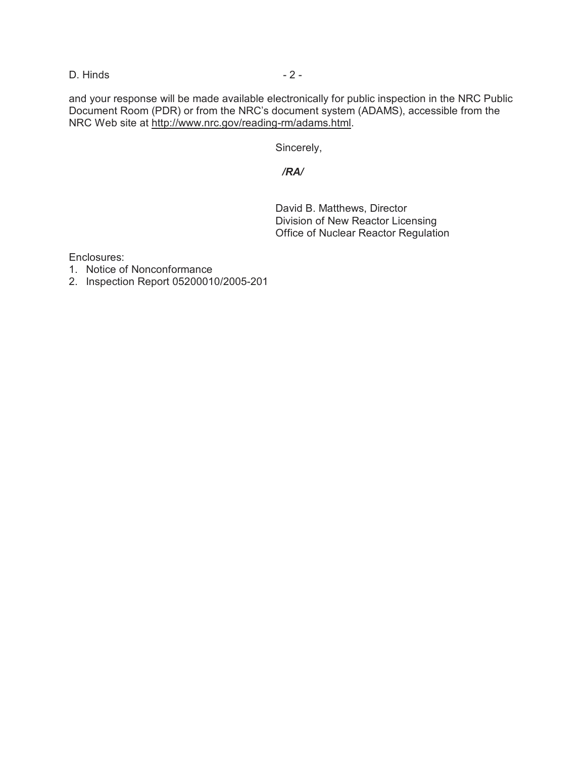and your response will be made available electronically for public inspection in the NRC Public Document Room (PDR) or from the NRC's document system (ADAMS), accessible from the NRC Web site at http://www.nrc.gov/reading-rm/adams.html.

Sincerely,

*/RA/*

David B. Matthews, Director
Division of New Reactor Licensing
Office of Nuclear Reactor Regulation

Enclosures:
1. Notice of Nonconformance
2. Inspection Report 05200010/2005-201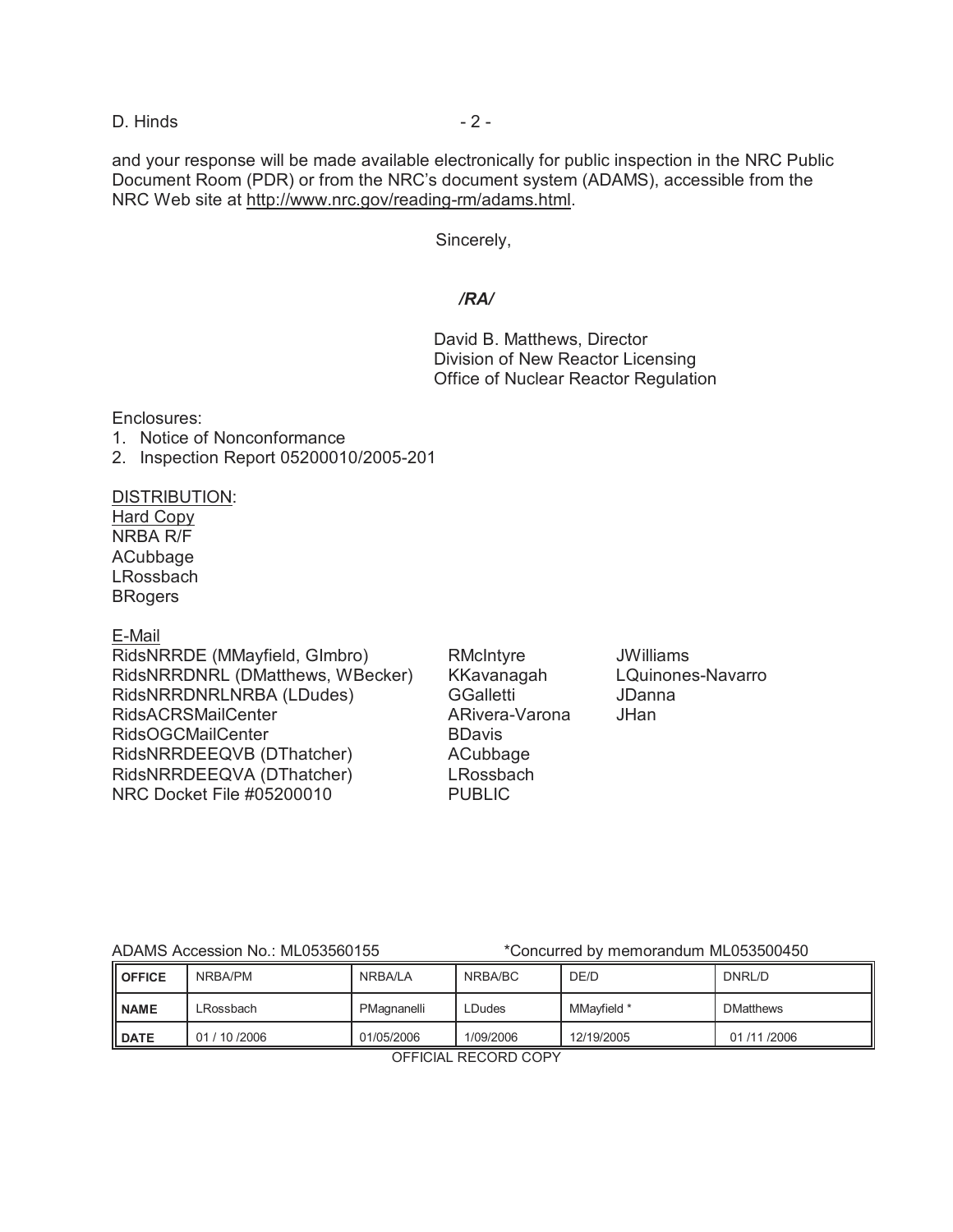and your response will be made available electronically for public inspection in the NRC Public Document Room (PDR) or from the NRC's document system (ADAMS), accessible from the NRC Web site at http://www.nrc.gov/reading-rm/adams.html.

Sincerely,

*/RA/*

David B. Matthews, Director
Division of New Reactor Licensing
Office of Nuclear Reactor Regulation

Enclosures:
1. Notice of Nonconformance
2. Inspection Report 05200010/2005-201

DISTRIBUTION:
Hard Copy
NRBA R/F
ACubbage
LRossbach
BRogers

E-Mail
RidsNRRDE (MMayfield, GImbro)
RidsNRRDNRL (DMatthews, WBecker)
RidsNRRDNRLNRBA (LDudes)
RidsACRSMailCenter
RidsOGCMailCenter
RidsNRRDEEQVB (DThatcher)
RidsNRRDEEQVA (DThatcher)
NRC Docket File #05200010
RMcIntyre
KKavanagah
GGalletti
ARivera-Varona
BDavis
ACubbage
LRossbach
PUBLIC
JWilliams
LQuinones-Navarro
JDanna
JHan

ADAMS Accession No.: ML053560155 *Concurred by memorandum ML053500450

| OFFICE | NRBA/PM | NRBA/LA | NRBA/BC | DE/D | DNRL/D |
|---|---|---|---|---|---|
| NAME | LRossbach | PMagnanelli | LDudes | MMayfield * | DMatthews |
| DATE | 01 / 10 /2006 | 01/05/2006 | 1/09/2006 | 12/19/2005 | 01 /11 /2006 |

OFFICIAL RECORD COPY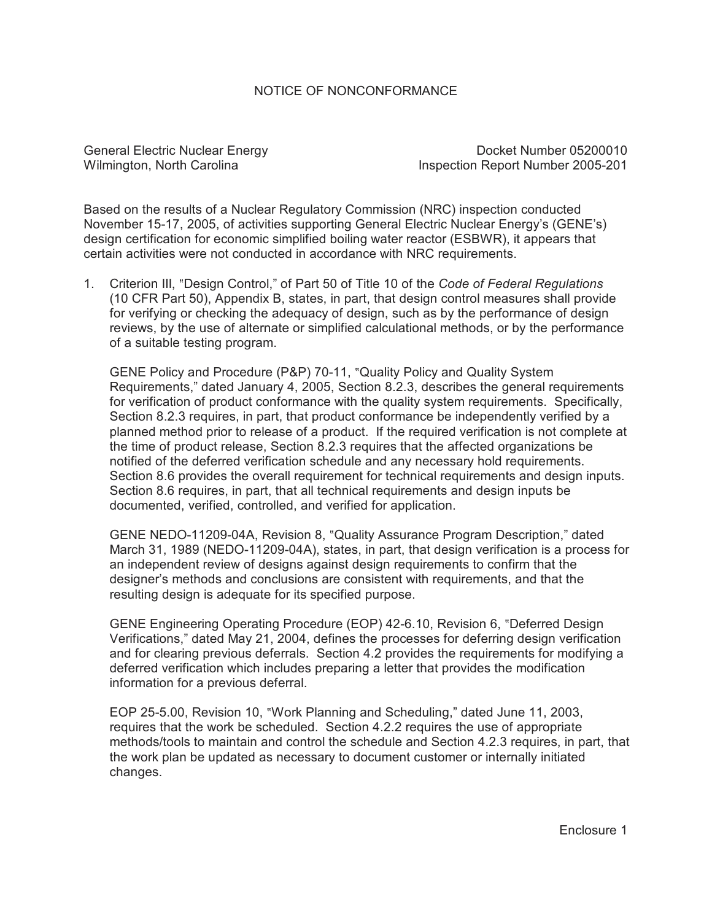# NOTICE OF NONCONFORMANCE

General Electric Nuclear Energy
Wilmington, North Carolina

Docket Number 05200010
Inspection Report Number 2005-201

Based on the results of a Nuclear Regulatory Commission (NRC) inspection conducted November 15-17, 2005, of activities supporting General Electric Nuclear Energy's (GENE's) design certification for economic simplified boiling water reactor (ESBWR), it appears that certain activities were not conducted in accordance with NRC requirements.

1. Criterion III, "Design Control," of Part 50 of Title 10 of the *Code of Federal Regulations* (10 CFR Part 50), Appendix B, states, in part, that design control measures shall provide for verifying or checking the adequacy of design, such as by the performance of design reviews, by the use of alternate or simplified calculational methods, or by the performance of a suitable testing program.

   GENE Policy and Procedure (P&P) 70-11, "Quality Policy and Quality System Requirements," dated January 4, 2005, Section 8.2.3, describes the general requirements for verification of product conformance with the quality system requirements. Specifically, Section 8.2.3 requires, in part, that product conformance be independently verified by a planned method prior to release of a product. If the required verification is not complete at the time of product release, Section 8.2.3 requires that the affected organizations be notified of the deferred verification schedule and any necessary hold requirements. Section 8.6 provides the overall requirement for technical requirements and design inputs. Section 8.6 requires, in part, that all technical requirements and design inputs be documented, verified, controlled, and verified for application.

   GENE NEDO-11209-04A, Revision 8, "Quality Assurance Program Description," dated March 31, 1989 (NEDO-11209-04A), states, in part, that design verification is a process for an independent review of designs against design requirements to confirm that the designer's methods and conclusions are consistent with requirements, and that the resulting design is adequate for its specified purpose.

   GENE Engineering Operating Procedure (EOP) 42-6.10, Revision 6, "Deferred Design Verifications," dated May 21, 2004, defines the processes for deferring design verification and for clearing previous deferrals. Section 4.2 provides the requirements for modifying a deferred verification which includes preparing a letter that provides the modification information for a previous deferral.

   EOP 25-5.00, Revision 10, "Work Planning and Scheduling," dated June 11, 2003, requires that the work be scheduled. Section 4.2.2 requires the use of appropriate methods/tools to maintain and control the schedule and Section 4.2.3 requires, in part, that the work plan be updated as necessary to document customer or internally initiated changes.

Enclosure 1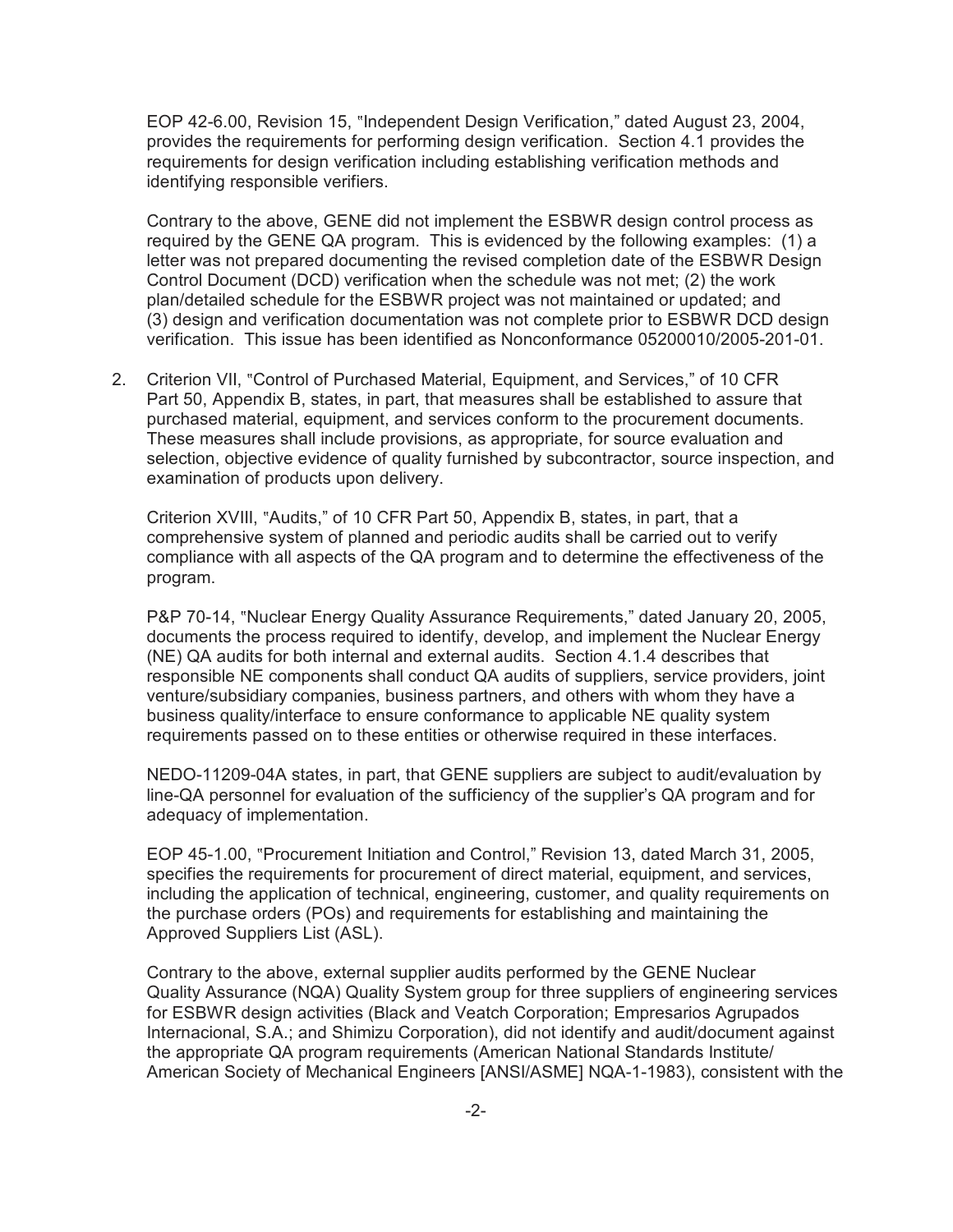EOP 42-6.00, Revision 15, "Independent Design Verification," dated August 23, 2004, provides the requirements for performing design verification. Section 4.1 provides the requirements for design verification including establishing verification methods and identifying responsible verifiers.

Contrary to the above, GENE did not implement the ESBWR design control process as required by the GENE QA program. This is evidenced by the following examples: (1) a letter was not prepared documenting the revised completion date of the ESBWR Design Control Document (DCD) verification when the schedule was not met; (2) the work plan/detailed schedule for the ESBWR project was not maintained or updated; and (3) design and verification documentation was not complete prior to ESBWR DCD design verification. This issue has been identified as Nonconformance 05200010/2005-201-01.

2. Criterion VII, "Control of Purchased Material, Equipment, and Services," of 10 CFR Part 50, Appendix B, states, in part, that measures shall be established to assure that purchased material, equipment, and services conform to the procurement documents. These measures shall include provisions, as appropriate, for source evaluation and selection, objective evidence of quality furnished by subcontractor, source inspection, and examination of products upon delivery.

   Criterion XVIII, "Audits," of 10 CFR Part 50, Appendix B, states, in part, that a comprehensive system of planned and periodic audits shall be carried out to verify compliance with all aspects of the QA program and to determine the effectiveness of the program.

   P&P 70-14, "Nuclear Energy Quality Assurance Requirements," dated January 20, 2005, documents the process required to identify, develop, and implement the Nuclear Energy (NE) QA audits for both internal and external audits. Section 4.1.4 describes that responsible NE components shall conduct QA audits of suppliers, service providers, joint venture/subsidiary companies, business partners, and others with whom they have a business quality/interface to ensure conformance to applicable NE quality system requirements passed on to these entities or otherwise required in these interfaces.

   NEDO-11209-04A states, in part, that GENE suppliers are subject to audit/evaluation by line-QA personnel for evaluation of the sufficiency of the supplier's QA program and for adequacy of implementation.

   EOP 45-1.00, "Procurement Initiation and Control," Revision 13, dated March 31, 2005, specifies the requirements for procurement of direct material, equipment, and services, including the application of technical, engineering, customer, and quality requirements on the purchase orders (POs) and requirements for establishing and maintaining the Approved Suppliers List (ASL).

   Contrary to the above, external supplier audits performed by the GENE Nuclear Quality Assurance (NQA) Quality System group for three suppliers of engineering services for ESBWR design activities (Black and Veatch Corporation; Empresarios Agrupados Internacional, S.A.; and Shimizu Corporation), did not identify and audit/document against the appropriate QA program requirements (American National Standards Institute/ American Society of Mechanical Engineers [ANSI/ASME] NQA-1-1983), consistent with the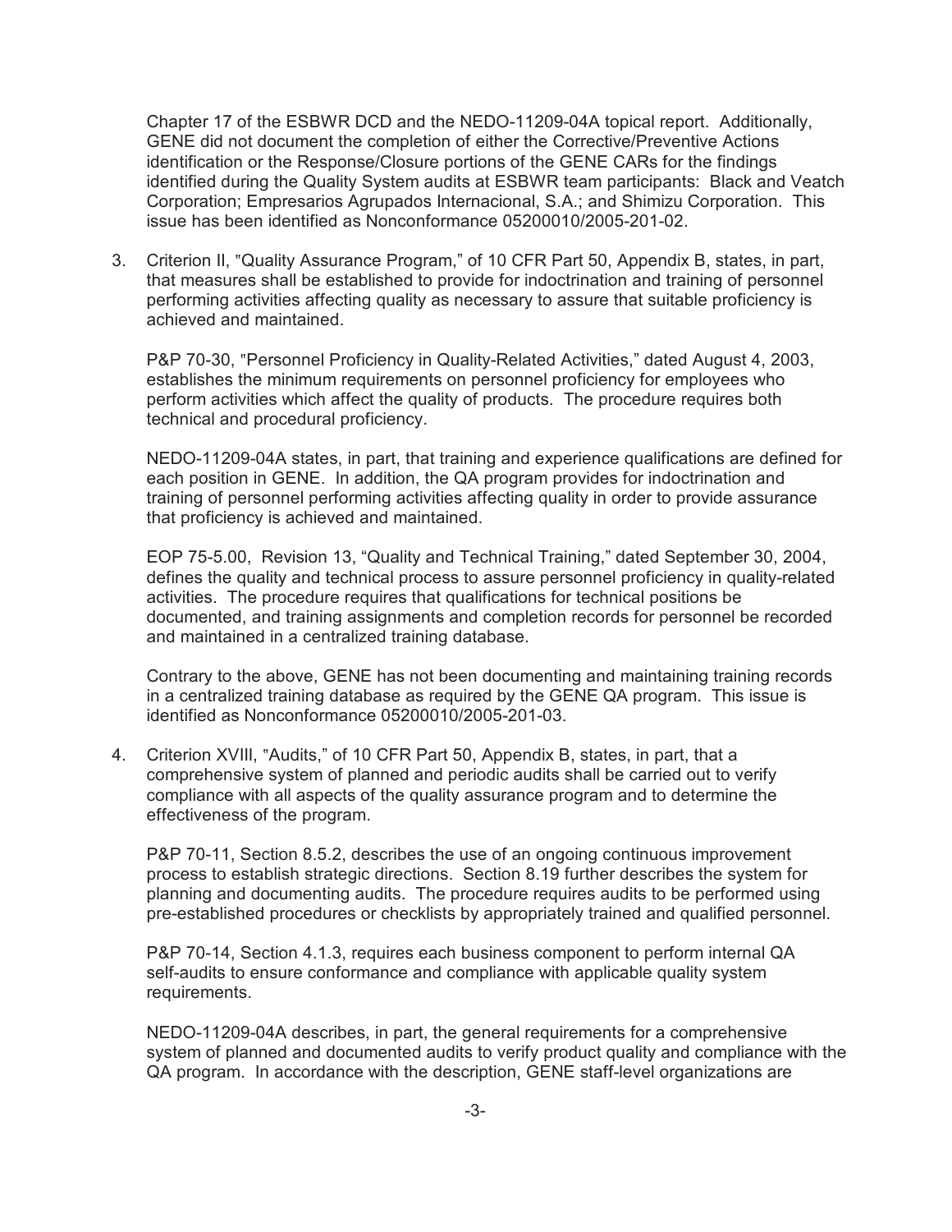Chapter 17 of the ESBWR DCD and the NEDO-11209-04A topical report. Additionally, GENE did not document the completion of either the Corrective/Preventive Actions identification or the Response/Closure portions of the GENE CARs for the findings identified during the Quality System audits at ESBWR team participants: Black and Veatch Corporation; Empresarios Agrupados Internacional, S.A.; and Shimizu Corporation. This issue has been identified as Nonconformance 05200010/2005-201-02.

3. Criterion II, "Quality Assurance Program," of 10 CFR Part 50, Appendix B, states, in part, that measures shall be established to provide for indoctrination and training of personnel performing activities affecting quality as necessary to assure that suitable proficiency is achieved and maintained.

   P&P 70-30, "Personnel Proficiency in Quality-Related Activities," dated August 4, 2003, establishes the minimum requirements on personnel proficiency for employees who perform activities which affect the quality of products. The procedure requires both technical and procedural proficiency.

   NEDO-11209-04A states, in part, that training and experience qualifications are defined for each position in GENE. In addition, the QA program provides for indoctrination and training of personnel performing activities affecting quality in order to provide assurance that proficiency is achieved and maintained.

   EOP 75-5.00, Revision 13, "Quality and Technical Training," dated September 30, 2004, defines the quality and technical process to assure personnel proficiency in quality-related activities. The procedure requires that qualifications for technical positions be documented, and training assignments and completion records for personnel be recorded and maintained in a centralized training database.

   Contrary to the above, GENE has not been documenting and maintaining training records in a centralized training database as required by the GENE QA program. This issue is identified as Nonconformance 05200010/2005-201-03.

4. Criterion XVIII, "Audits," of 10 CFR Part 50, Appendix B, states, in part, that a comprehensive system of planned and periodic audits shall be carried out to verify compliance with all aspects of the quality assurance program and to determine the effectiveness of the program.

   P&P 70-11, Section 8.5.2, describes the use of an ongoing continuous improvement process to establish strategic directions. Section 8.19 further describes the system for planning and documenting audits. The procedure requires audits to be performed using pre-established procedures or checklists by appropriately trained and qualified personnel.

   P&P 70-14, Section 4.1.3, requires each business component to perform internal QA self-audits to ensure conformance and compliance with applicable quality system requirements.

   NEDO-11209-04A describes, in part, the general requirements for a comprehensive system of planned and documented audits to verify product quality and compliance with the QA program. In accordance with the description, GENE staff-level organizations are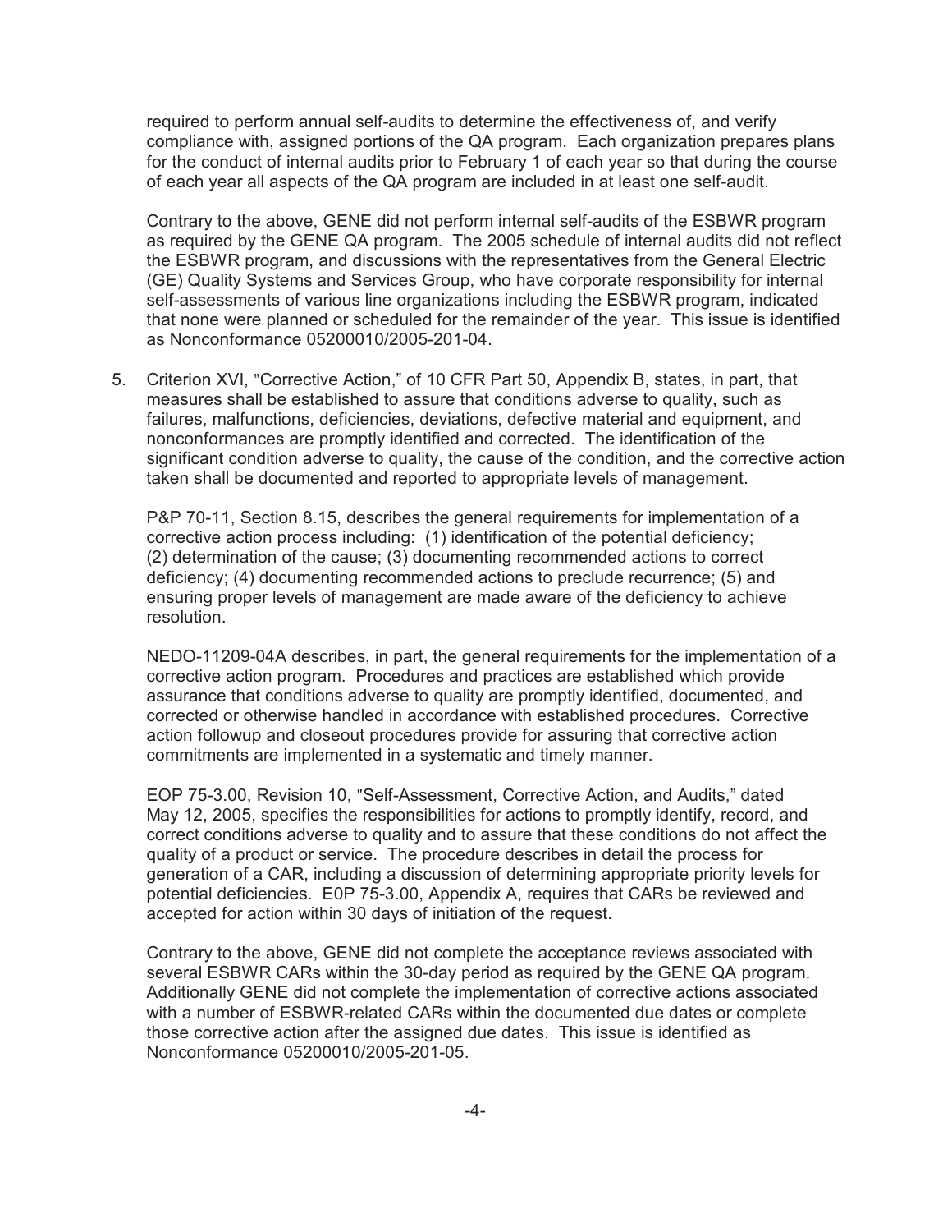required to perform annual self-audits to determine the effectiveness of, and verify compliance with, assigned portions of the QA program. Each organization prepares plans for the conduct of internal audits prior to February 1 of each year so that during the course of each year all aspects of the QA program are included in at least one self-audit.

Contrary to the above, GENE did not perform internal self-audits of the ESBWR program as required by the GENE QA program. The 2005 schedule of internal audits did not reflect the ESBWR program, and discussions with the representatives from the General Electric (GE) Quality Systems and Services Group, who have corporate responsibility for internal self-assessments of various line organizations including the ESBWR program, indicated that none were planned or scheduled for the remainder of the year. This issue is identified as Nonconformance 05200010/2005-201-04.

5. Criterion XVI, "Corrective Action," of 10 CFR Part 50, Appendix B, states, in part, that measures shall be established to assure that conditions adverse to quality, such as failures, malfunctions, deficiencies, deviations, defective material and equipment, and nonconformances are promptly identified and corrected. The identification of the significant condition adverse to quality, the cause of the condition, and the corrective action taken shall be documented and reported to appropriate levels of management.

   P&P 70-11, Section 8.15, describes the general requirements for implementation of a corrective action process including: (1) identification of the potential deficiency; (2) determination of the cause; (3) documenting recommended actions to correct deficiency; (4) documenting recommended actions to preclude recurrence; (5) and ensuring proper levels of management are made aware of the deficiency to achieve resolution.

   NEDO-11209-04A describes, in part, the general requirements for the implementation of a corrective action program. Procedures and practices are established which provide assurance that conditions adverse to quality are promptly identified, documented, and corrected or otherwise handled in accordance with established procedures. Corrective action followup and closeout procedures provide for assuring that corrective action commitments are implemented in a systematic and timely manner.

   EOP 75-3.00, Revision 10, "Self-Assessment, Corrective Action, and Audits," dated May 12, 2005, specifies the responsibilities for actions to promptly identify, record, and correct conditions adverse to quality and to assure that these conditions do not affect the quality of a product or service. The procedure describes in detail the process for generation of a CAR, including a discussion of determining appropriate priority levels for potential deficiencies. E0P 75-3.00, Appendix A, requires that CARs be reviewed and accepted for action within 30 days of initiation of the request.

   Contrary to the above, GENE did not complete the acceptance reviews associated with several ESBWR CARs within the 30-day period as required by the GENE QA program. Additionally GENE did not complete the implementation of corrective actions associated with a number of ESBWR-related CARs within the documented due dates or complete those corrective action after the assigned due dates. This issue is identified as Nonconformance 05200010/2005-201-05.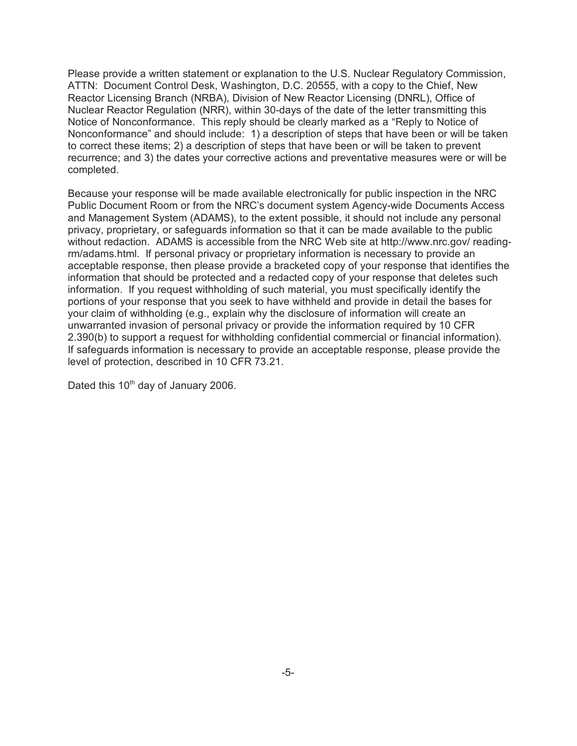Please provide a written statement or explanation to the U.S. Nuclear Regulatory Commission, ATTN: Document Control Desk, Washington, D.C. 20555, with a copy to the Chief, New Reactor Licensing Branch (NRBA), Division of New Reactor Licensing (DNRL), Office of Nuclear Reactor Regulation (NRR), within 30-days of the date of the letter transmitting this Notice of Nonconformance. This reply should be clearly marked as a "Reply to Notice of Nonconformance" and should include: 1) a description of steps that have been or will be taken to correct these items; 2) a description of steps that have been or will be taken to prevent recurrence; and 3) the dates your corrective actions and preventative measures were or will be completed.

Because your response will be made available electronically for public inspection in the NRC Public Document Room or from the NRC's document system Agency-wide Documents Access and Management System (ADAMS), to the extent possible, it should not include any personal privacy, proprietary, or safeguards information so that it can be made available to the public without redaction. ADAMS is accessible from the NRC Web site at http://www.nrc.gov/ reading-rm/adams.html. If personal privacy or proprietary information is necessary to provide an acceptable response, then please provide a bracketed copy of your response that identifies the information that should be protected and a redacted copy of your response that deletes such information. If you request withholding of such material, you must specifically identify the portions of your response that you seek to have withheld and provide in detail the bases for your claim of withholding (e.g., explain why the disclosure of information will create an unwarranted invasion of personal privacy or provide the information required by 10 CFR 2.390(b) to support a request for withholding confidential commercial or financial information). If safeguards information is necessary to provide an acceptable response, please provide the level of protection, described in 10 CFR 73.21.

Dated this 10th day of January 2006.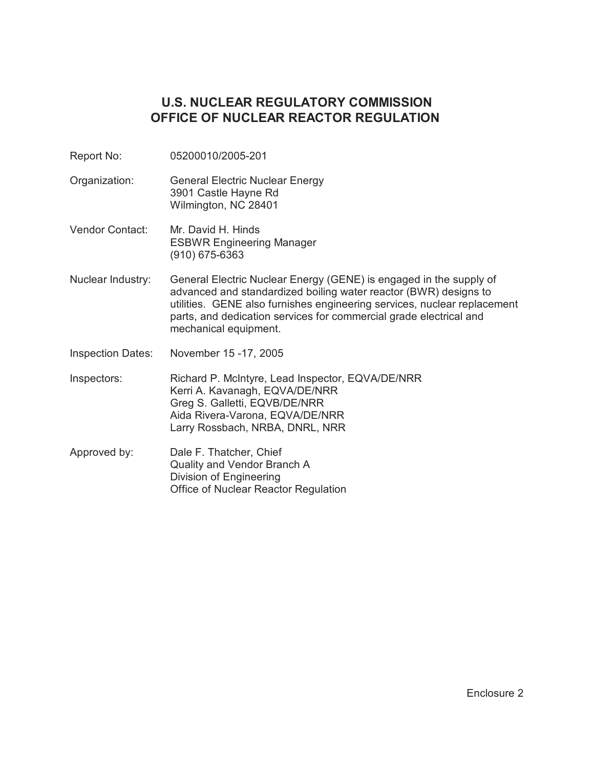# U.S. NUCLEAR REGULATORY COMMISSION
# OFFICE OF NUCLEAR REACTOR REGULATION

Report No: 05200010/2005-201

Organization: General Electric Nuclear Energy
3901 Castle Hayne Rd
Wilmington, NC 28401

Vendor Contact: Mr. David H. Hinds
ESBWR Engineering Manager
(910) 675-6363

Nuclear Industry: General Electric Nuclear Energy (GENE) is engaged in the supply of advanced and standardized boiling water reactor (BWR) designs to utilities. GENE also furnishes engineering services, nuclear replacement parts, and dedication services for commercial grade electrical and mechanical equipment.

Inspection Dates: November 15 -17, 2005

Inspectors: Richard P. McIntyre, Lead Inspector, EQVA/DE/NRR
Kerri A. Kavanagh, EQVA/DE/NRR
Greg S. Galletti, EQVB/DE/NRR
Aida Rivera-Varona, EQVA/DE/NRR
Larry Rossbach, NRBA, DNRL, NRR

Approved by: Dale F. Thatcher, Chief
Quality and Vendor Branch A
Division of Engineering
Office of Nuclear Reactor Regulation

Enclosure 2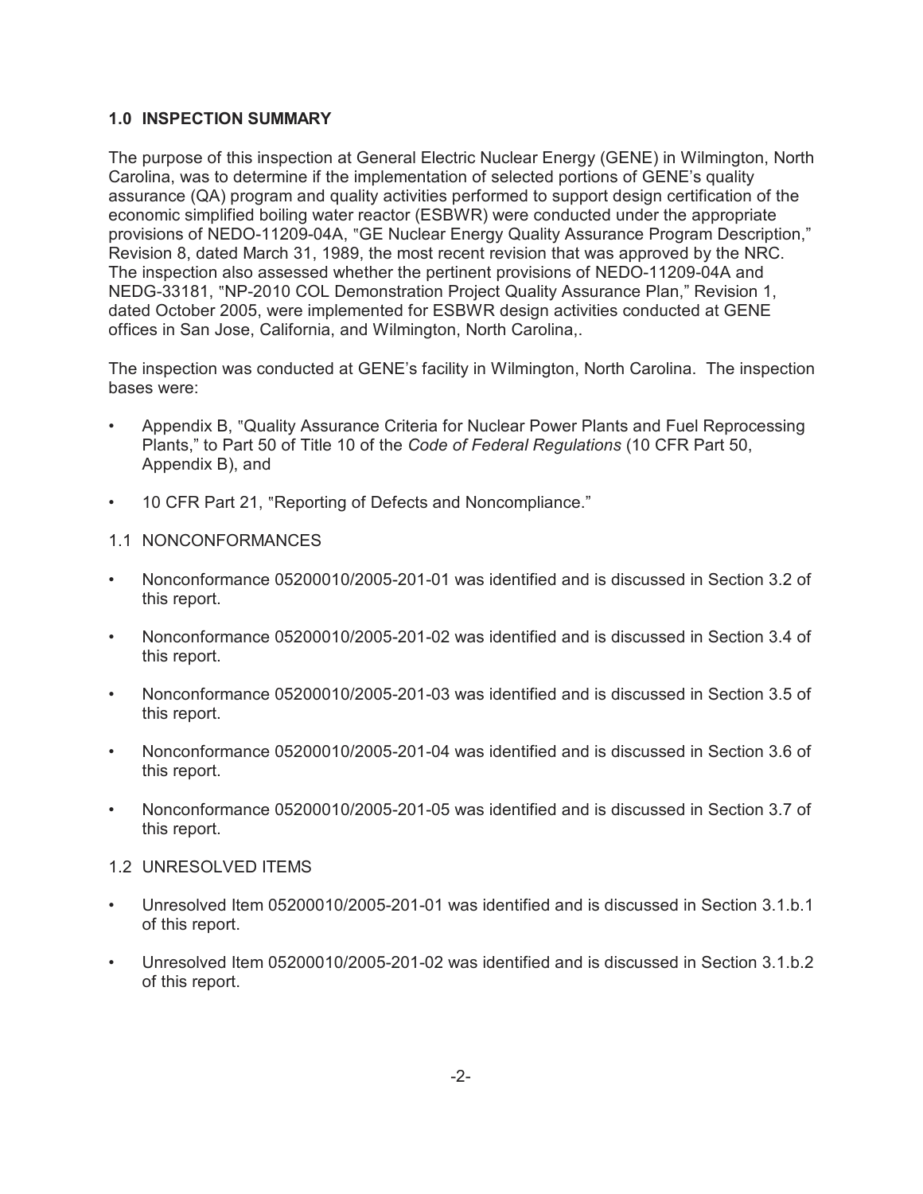## 1.0 INSPECTION SUMMARY

The purpose of this inspection at General Electric Nuclear Energy (GENE) in Wilmington, North Carolina, was to determine if the implementation of selected portions of GENE's quality assurance (QA) program and quality activities performed to support design certification of the economic simplified boiling water reactor (ESBWR) were conducted under the appropriate provisions of NEDO-11209-04A, "GE Nuclear Energy Quality Assurance Program Description," Revision 8, dated March 31, 1989, the most recent revision that was approved by the NRC. The inspection also assessed whether the pertinent provisions of NEDO-11209-04A and NEDG-33181, "NP-2010 COL Demonstration Project Quality Assurance Plan," Revision 1, dated October 2005, were implemented for ESBWR design activities conducted at GENE offices in San Jose, California, and Wilmington, North Carolina,.

The inspection was conducted at GENE's facility in Wilmington, North Carolina. The inspection bases were:

- Appendix B, "Quality Assurance Criteria for Nuclear Power Plants and Fuel Reprocessing Plants," to Part 50 of Title 10 of the *Code of Federal Regulations* (10 CFR Part 50, Appendix B), and
- 10 CFR Part 21, "Reporting of Defects and Noncompliance."

### 1.1 NONCONFORMANCES

- Nonconformance 05200010/2005-201-01 was identified and is discussed in Section 3.2 of this report.
- Nonconformance 05200010/2005-201-02 was identified and is discussed in Section 3.4 of this report.
- Nonconformance 05200010/2005-201-03 was identified and is discussed in Section 3.5 of this report.
- Nonconformance 05200010/2005-201-04 was identified and is discussed in Section 3.6 of this report.
- Nonconformance 05200010/2005-201-05 was identified and is discussed in Section 3.7 of this report.

### 1.2 UNRESOLVED ITEMS

- Unresolved Item 05200010/2005-201-01 was identified and is discussed in Section 3.1.b.1 of this report.
- Unresolved Item 05200010/2005-201-02 was identified and is discussed in Section 3.1.b.2 of this report.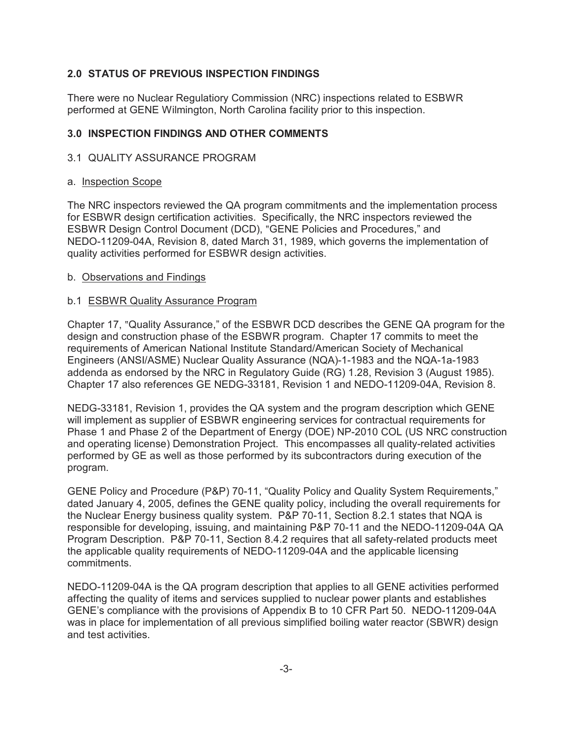## 2.0 STATUS OF PREVIOUS INSPECTION FINDINGS

There were no Nuclear Regulatiory Commission (NRC) inspections related to ESBWR performed at GENE Wilmington, North Carolina facility prior to this inspection.

## 3.0 INSPECTION FINDINGS AND OTHER COMMENTS

### 3.1 QUALITY ASSURANCE PROGRAM

a. Inspection Scope

The NRC inspectors reviewed the QA program commitments and the implementation process for ESBWR design certification activities. Specifically, the NRC inspectors reviewed the ESBWR Design Control Document (DCD), "GENE Policies and Procedures," and NEDO-11209-04A, Revision 8, dated March 31, 1989, which governs the implementation of quality activities performed for ESBWR design activities.

b. Observations and Findings

b.1 ESBWR Quality Assurance Program

Chapter 17, "Quality Assurance," of the ESBWR DCD describes the GENE QA program for the design and construction phase of the ESBWR program. Chapter 17 commits to meet the requirements of American National Institute Standard/American Society of Mechanical Engineers (ANSI/ASME) Nuclear Quality Assurance (NQA)-1-1983 and the NQA-1a-1983 addenda as endorsed by the NRC in Regulatory Guide (RG) 1.28, Revision 3 (August 1985). Chapter 17 also references GE NEDG-33181, Revision 1 and NEDO-11209-04A, Revision 8.

NEDG-33181, Revision 1, provides the QA system and the program description which GENE will implement as supplier of ESBWR engineering services for contractual requirements for Phase 1 and Phase 2 of the Department of Energy (DOE) NP-2010 COL (US NRC construction and operating license) Demonstration Project. This encompasses all quality-related activities performed by GE as well as those performed by its subcontractors during execution of the program.

GENE Policy and Procedure (P&P) 70-11, "Quality Policy and Quality System Requirements," dated January 4, 2005, defines the GENE quality policy, including the overall requirements for the Nuclear Energy business quality system. P&P 70-11, Section 8.2.1 states that NQA is responsible for developing, issuing, and maintaining P&P 70-11 and the NEDO-11209-04A QA Program Description. P&P 70-11, Section 8.4.2 requires that all safety-related products meet the applicable quality requirements of NEDO-11209-04A and the applicable licensing commitments.

NEDO-11209-04A is the QA program description that applies to all GENE activities performed affecting the quality of items and services supplied to nuclear power plants and establishes GENE's compliance with the provisions of Appendix B to 10 CFR Part 50. NEDO-11209-04A was in place for implementation of all previous simplified boiling water reactor (SBWR) design and test activities.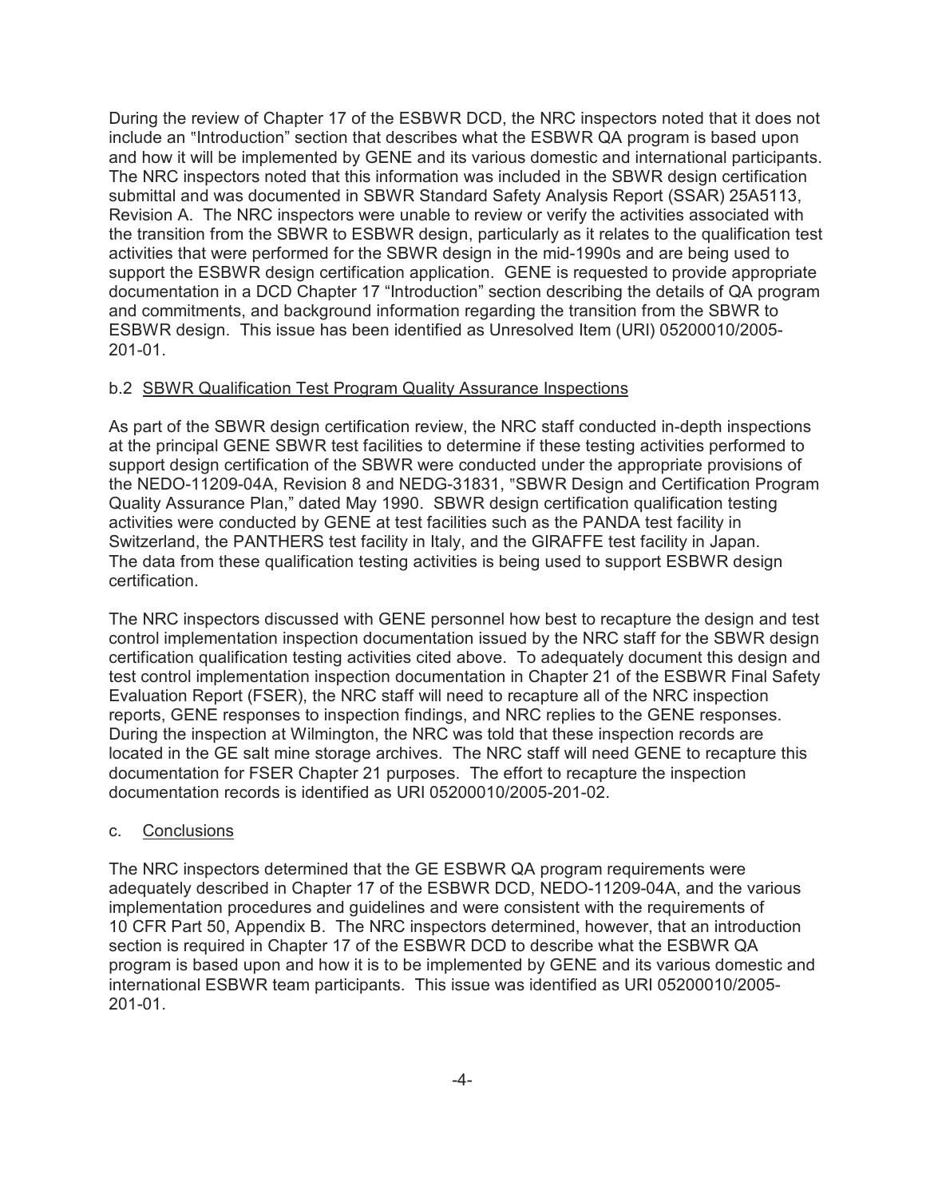During the review of Chapter 17 of the ESBWR DCD, the NRC inspectors noted that it does not include an "Introduction" section that describes what the ESBWR QA program is based upon and how it will be implemented by GENE and its various domestic and international participants. The NRC inspectors noted that this information was included in the SBWR design certification submittal and was documented in SBWR Standard Safety Analysis Report (SSAR) 25A5113, Revision A. The NRC inspectors were unable to review or verify the activities associated with the transition from the SBWR to ESBWR design, particularly as it relates to the qualification test activities that were performed for the SBWR design in the mid-1990s and are being used to support the ESBWR design certification application. GENE is requested to provide appropriate documentation in a DCD Chapter 17 "Introduction" section describing the details of QA program and commitments, and background information regarding the transition from the SBWR to ESBWR design. This issue has been identified as Unresolved Item (URI) 05200010/2005-201-01.

b.2 SBWR Qualification Test Program Quality Assurance Inspections

As part of the SBWR design certification review, the NRC staff conducted in-depth inspections at the principal GENE SBWR test facilities to determine if these testing activities performed to support design certification of the SBWR were conducted under the appropriate provisions of the NEDO-11209-04A, Revision 8 and NEDG-31831, "SBWR Design and Certification Program Quality Assurance Plan," dated May 1990. SBWR design certification qualification testing activities were conducted by GENE at test facilities such as the PANDA test facility in Switzerland, the PANTHERS test facility in Italy, and the GIRAFFE test facility in Japan. The data from these qualification testing activities is being used to support ESBWR design certification.

The NRC inspectors discussed with GENE personnel how best to recapture the design and test control implementation inspection documentation issued by the NRC staff for the SBWR design certification qualification testing activities cited above. To adequately document this design and test control implementation inspection documentation in Chapter 21 of the ESBWR Final Safety Evaluation Report (FSER), the NRC staff will need to recapture all of the NRC inspection reports, GENE responses to inspection findings, and NRC replies to the GENE responses. During the inspection at Wilmington, the NRC was told that these inspection records are located in the GE salt mine storage archives. The NRC staff will need GENE to recapture this documentation for FSER Chapter 21 purposes. The effort to recapture the inspection documentation records is identified as URI 05200010/2005-201-02.

c. Conclusions

The NRC inspectors determined that the GE ESBWR QA program requirements were adequately described in Chapter 17 of the ESBWR DCD, NEDO-11209-04A, and the various implementation procedures and guidelines and were consistent with the requirements of 10 CFR Part 50, Appendix B. The NRC inspectors determined, however, that an introduction section is required in Chapter 17 of the ESBWR DCD to describe what the ESBWR QA program is based upon and how it is to be implemented by GENE and its various domestic and international ESBWR team participants. This issue was identified as URI 05200010/2005-201-01.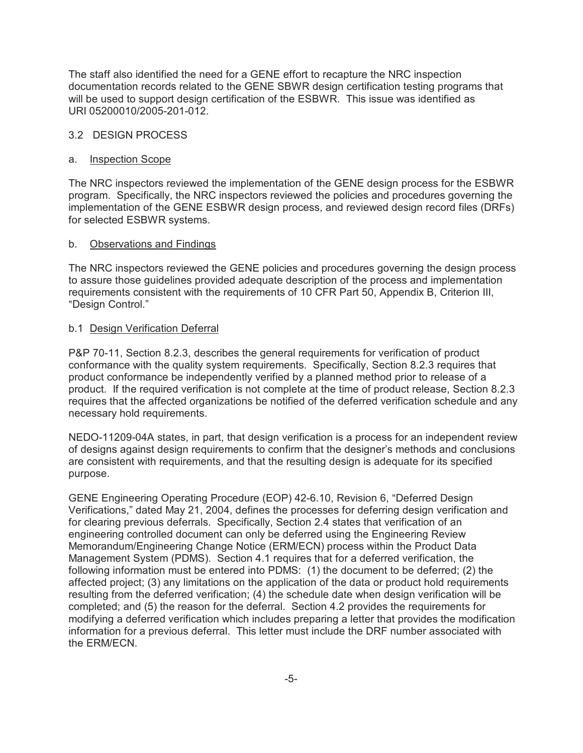The staff also identified the need for a GENE effort to recapture the NRC inspection documentation records related to the GENE SBWR design certification testing programs that will be used to support design certification of the ESBWR. This issue was identified as URI 05200010/2005-201-012.

## 3.2 DESIGN PROCESS

### a. Inspection Scope

The NRC inspectors reviewed the implementation of the GENE design process for the ESBWR program. Specifically, the NRC inspectors reviewed the policies and procedures governing the implementation of the GENE ESBWR design process, and reviewed design record files (DRFs) for selected ESBWR systems.

### b. Observations and Findings

The NRC inspectors reviewed the GENE policies and procedures governing the design process to assure those guidelines provided adequate description of the process and implementation requirements consistent with the requirements of 10 CFR Part 50, Appendix B, Criterion III, "Design Control."

#### b.1 Design Verification Deferral

P&P 70-11, Section 8.2.3, describes the general requirements for verification of product conformance with the quality system requirements. Specifically, Section 8.2.3 requires that product conformance be independently verified by a planned method prior to release of a product. If the required verification is not complete at the time of product release, Section 8.2.3 requires that the affected organizations be notified of the deferred verification schedule and any necessary hold requirements.

NEDO-11209-04A states, in part, that design verification is a process for an independent review of designs against design requirements to confirm that the designer's methods and conclusions are consistent with requirements, and that the resulting design is adequate for its specified purpose.

GENE Engineering Operating Procedure (EOP) 42-6.10, Revision 6, "Deferred Design Verifications," dated May 21, 2004, defines the processes for deferring design verification and for clearing previous deferrals. Specifically, Section 2.4 states that verification of an engineering controlled document can only be deferred using the Engineering Review Memorandum/Engineering Change Notice (ERM/ECN) process within the Product Data Management System (PDMS). Section 4.1 requires that for a deferred verification, the following information must be entered into PDMS: (1) the document to be deferred; (2) the affected project; (3) any limitations on the application of the data or product hold requirements resulting from the deferred verification; (4) the schedule date when design verification will be completed; and (5) the reason for the deferral. Section 4.2 provides the requirements for modifying a deferred verification which includes preparing a letter that provides the modification information for a previous deferral. This letter must include the DRF number associated with the ERM/ECN.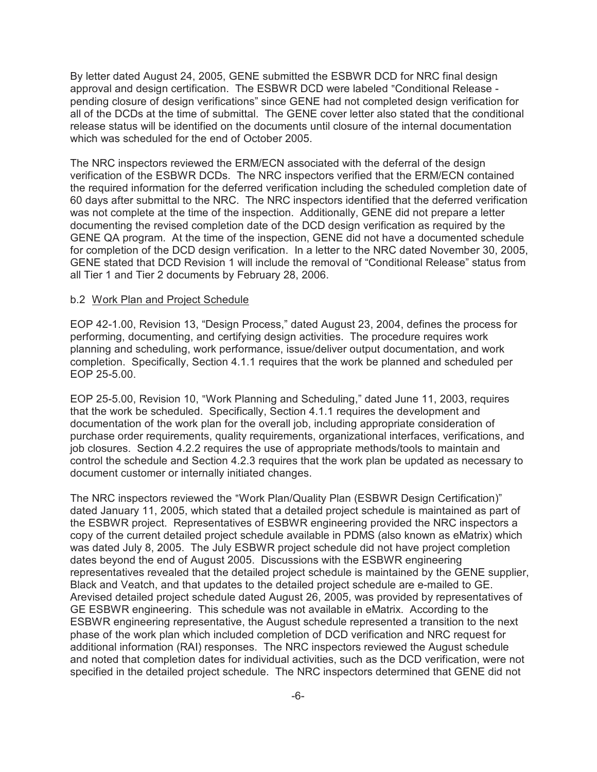By letter dated August 24, 2005, GENE submitted the ESBWR DCD for NRC final design approval and design certification. The ESBWR DCD were labeled "Conditional Release - pending closure of design verifications" since GENE had not completed design verification for all of the DCDs at the time of submittal. The GENE cover letter also stated that the conditional release status will be identified on the documents until closure of the internal documentation which was scheduled for the end of October 2005.

The NRC inspectors reviewed the ERM/ECN associated with the deferral of the design verification of the ESBWR DCDs. The NRC inspectors verified that the ERM/ECN contained the required information for the deferred verification including the scheduled completion date of 60 days after submittal to the NRC. The NRC inspectors identified that the deferred verification was not complete at the time of the inspection. Additionally, GENE did not prepare a letter documenting the revised completion date of the DCD design verification as required by the GENE QA program. At the time of the inspection, GENE did not have a documented schedule for completion of the DCD design verification. In a letter to the NRC dated November 30, 2005, GENE stated that DCD Revision 1 will include the removal of "Conditional Release" status from all Tier 1 and Tier 2 documents by February 28, 2006.

b.2 Work Plan and Project Schedule

EOP 42-1.00, Revision 13, "Design Process," dated August 23, 2004, defines the process for performing, documenting, and certifying design activities. The procedure requires work planning and scheduling, work performance, issue/deliver output documentation, and work completion. Specifically, Section 4.1.1 requires that the work be planned and scheduled per EOP 25-5.00.

EOP 25-5.00, Revision 10, "Work Planning and Scheduling," dated June 11, 2003, requires that the work be scheduled. Specifically, Section 4.1.1 requires the development and documentation of the work plan for the overall job, including appropriate consideration of purchase order requirements, quality requirements, organizational interfaces, verifications, and job closures. Section 4.2.2 requires the use of appropriate methods/tools to maintain and control the schedule and Section 4.2.3 requires that the work plan be updated as necessary to document customer or internally initiated changes.

The NRC inspectors reviewed the "Work Plan/Quality Plan (ESBWR Design Certification)" dated January 11, 2005, which stated that a detailed project schedule is maintained as part of the ESBWR project. Representatives of ESBWR engineering provided the NRC inspectors a copy of the current detailed project schedule available in PDMS (also known as eMatrix) which was dated July 8, 2005. The July ESBWR project schedule did not have project completion dates beyond the end of August 2005. Discussions with the ESBWR engineering representatives revealed that the detailed project schedule is maintained by the GENE supplier, Black and Veatch, and that updates to the detailed project schedule are e-mailed to GE. Arevised detailed project schedule dated August 26, 2005, was provided by representatives of GE ESBWR engineering. This schedule was not available in eMatrix. According to the ESBWR engineering representative, the August schedule represented a transition to the next phase of the work plan which included completion of DCD verification and NRC request for additional information (RAI) responses. The NRC inspectors reviewed the August schedule and noted that completion dates for individual activities, such as the DCD verification, were not specified in the detailed project schedule. The NRC inspectors determined that GENE did not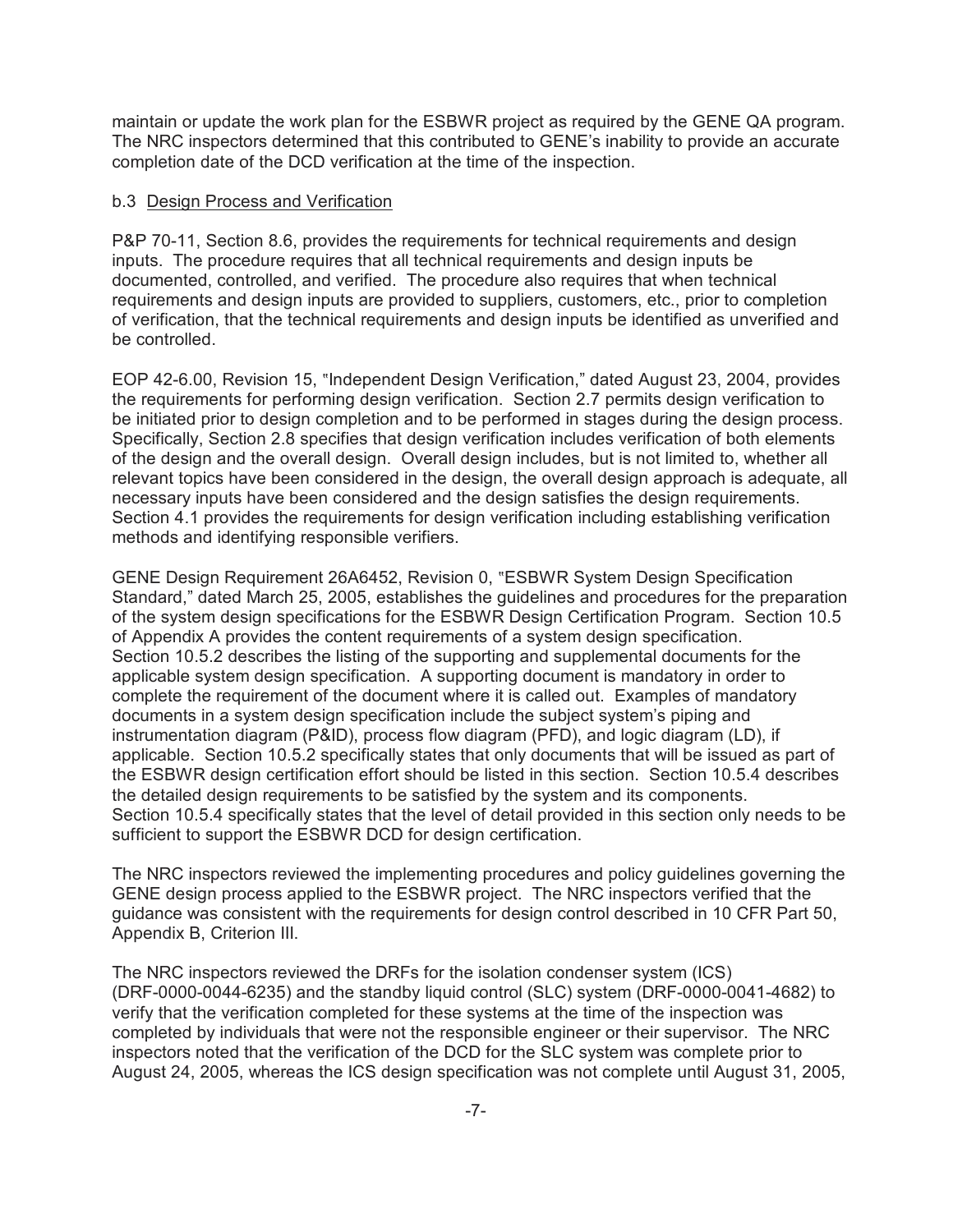maintain or update the work plan for the ESBWR project as required by the GENE QA program. The NRC inspectors determined that this contributed to GENE's inability to provide an accurate completion date of the DCD verification at the time of the inspection.

b.3 Design Process and Verification

P&P 70-11, Section 8.6, provides the requirements for technical requirements and design inputs. The procedure requires that all technical requirements and design inputs be documented, controlled, and verified. The procedure also requires that when technical requirements and design inputs are provided to suppliers, customers, etc., prior to completion of verification, that the technical requirements and design inputs be identified as unverified and be controlled.

EOP 42-6.00, Revision 15, "Independent Design Verification," dated August 23, 2004, provides the requirements for performing design verification. Section 2.7 permits design verification to be initiated prior to design completion and to be performed in stages during the design process. Specifically, Section 2.8 specifies that design verification includes verification of both elements of the design and the overall design. Overall design includes, but is not limited to, whether all relevant topics have been considered in the design, the overall design approach is adequate, all necessary inputs have been considered and the design satisfies the design requirements. Section 4.1 provides the requirements for design verification including establishing verification methods and identifying responsible verifiers.

GENE Design Requirement 26A6452, Revision 0, "ESBWR System Design Specification Standard," dated March 25, 2005, establishes the guidelines and procedures for the preparation of the system design specifications for the ESBWR Design Certification Program. Section 10.5 of Appendix A provides the content requirements of a system design specification. Section 10.5.2 describes the listing of the supporting and supplemental documents for the applicable system design specification. A supporting document is mandatory in order to complete the requirement of the document where it is called out. Examples of mandatory documents in a system design specification include the subject system's piping and instrumentation diagram (P&ID), process flow diagram (PFD), and logic diagram (LD), if applicable. Section 10.5.2 specifically states that only documents that will be issued as part of the ESBWR design certification effort should be listed in this section. Section 10.5.4 describes the detailed design requirements to be satisfied by the system and its components. Section 10.5.4 specifically states that the level of detail provided in this section only needs to be sufficient to support the ESBWR DCD for design certification.

The NRC inspectors reviewed the implementing procedures and policy guidelines governing the GENE design process applied to the ESBWR project. The NRC inspectors verified that the guidance was consistent with the requirements for design control described in 10 CFR Part 50, Appendix B, Criterion III.

The NRC inspectors reviewed the DRFs for the isolation condenser system (ICS) (DRF-0000-0044-6235) and the standby liquid control (SLC) system (DRF-0000-0041-4682) to verify that the verification completed for these systems at the time of the inspection was completed by individuals that were not the responsible engineer or their supervisor. The NRC inspectors noted that the verification of the DCD for the SLC system was complete prior to August 24, 2005, whereas the ICS design specification was not complete until August 31, 2005,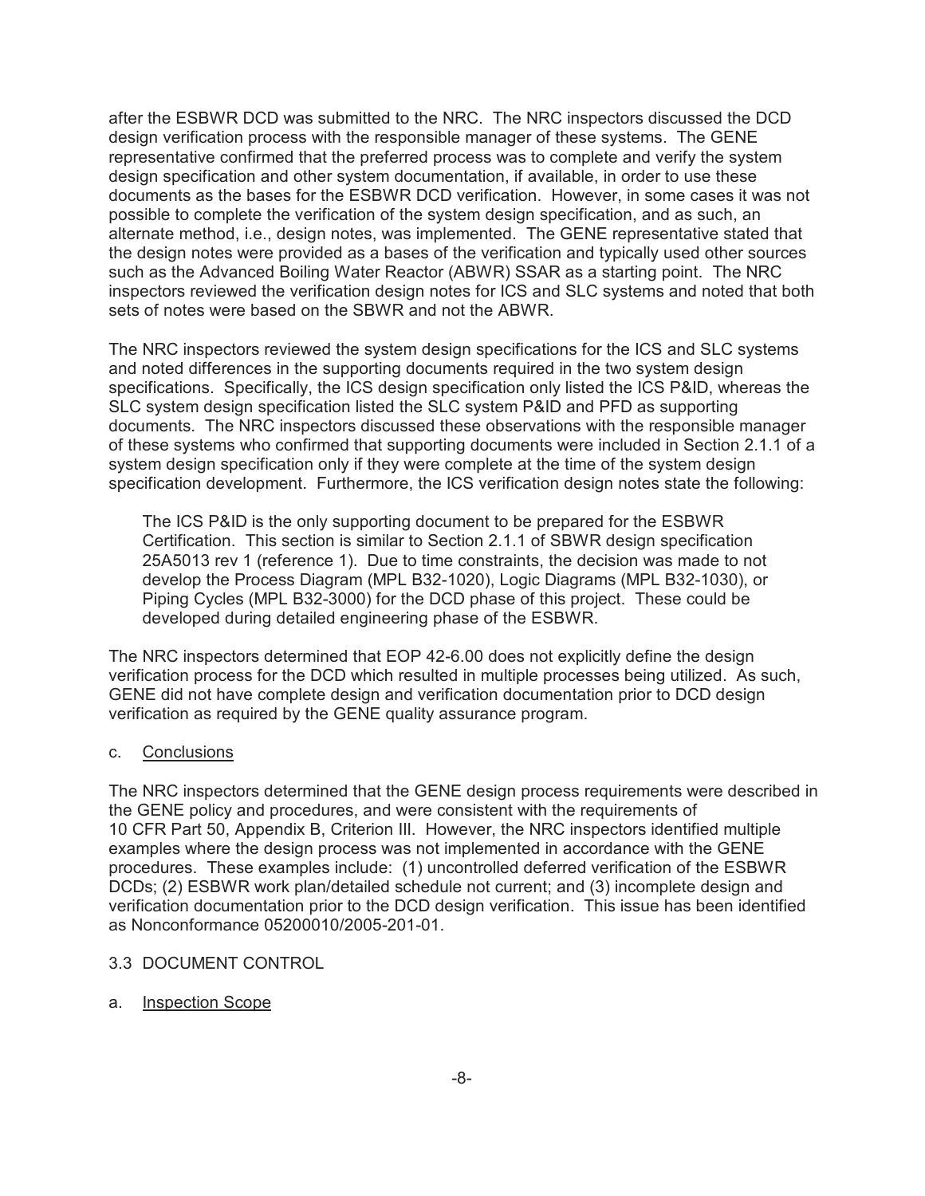after the ESBWR DCD was submitted to the NRC. The NRC inspectors discussed the DCD design verification process with the responsible manager of these systems. The GENE representative confirmed that the preferred process was to complete and verify the system design specification and other system documentation, if available, in order to use these documents as the bases for the ESBWR DCD verification. However, in some cases it was not possible to complete the verification of the system design specification, and as such, an alternate method, i.e., design notes, was implemented. The GENE representative stated that the design notes were provided as a bases of the verification and typically used other sources such as the Advanced Boiling Water Reactor (ABWR) SSAR as a starting point. The NRC inspectors reviewed the verification design notes for ICS and SLC systems and noted that both sets of notes were based on the SBWR and not the ABWR.

The NRC inspectors reviewed the system design specifications for the ICS and SLC systems and noted differences in the supporting documents required in the two system design specifications. Specifically, the ICS design specification only listed the ICS P&ID, whereas the SLC system design specification listed the SLC system P&ID and PFD as supporting documents. The NRC inspectors discussed these observations with the responsible manager of these systems who confirmed that supporting documents were included in Section 2.1.1 of a system design specification only if they were complete at the time of the system design specification development. Furthermore, the ICS verification design notes state the following:

> The ICS P&ID is the only supporting document to be prepared for the ESBWR Certification. This section is similar to Section 2.1.1 of SBWR design specification 25A5013 rev 1 (reference 1). Due to time constraints, the decision was made to not develop the Process Diagram (MPL B32-1020), Logic Diagrams (MPL B32-1030), or Piping Cycles (MPL B32-3000) for the DCD phase of this project. These could be developed during detailed engineering phase of the ESBWR.

The NRC inspectors determined that EOP 42-6.00 does not explicitly define the design verification process for the DCD which resulted in multiple processes being utilized. As such, GENE did not have complete design and verification documentation prior to DCD design verification as required by the GENE quality assurance program.

c. Conclusions

The NRC inspectors determined that the GENE design process requirements were described in the GENE policy and procedures, and were consistent with the requirements of 10 CFR Part 50, Appendix B, Criterion III. However, the NRC inspectors identified multiple examples where the design process was not implemented in accordance with the GENE procedures. These examples include: (1) uncontrolled deferred verification of the ESBWR DCDs; (2) ESBWR work plan/detailed schedule not current; and (3) incomplete design and verification documentation prior to the DCD design verification. This issue has been identified as Nonconformance 05200010/2005-201-01.

## 3.3 DOCUMENT CONTROL

a. Inspection Scope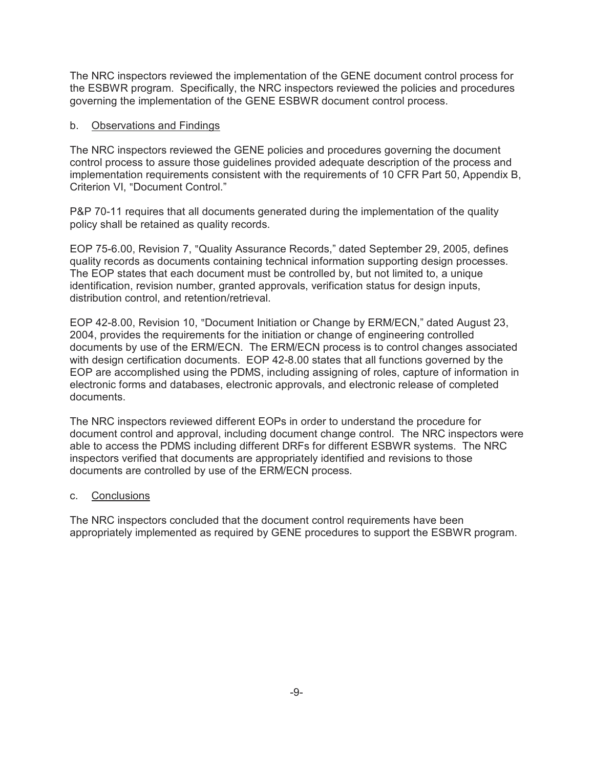The NRC inspectors reviewed the implementation of the GENE document control process for the ESBWR program. Specifically, the NRC inspectors reviewed the policies and procedures governing the implementation of the GENE ESBWR document control process.

b. Observations and Findings

The NRC inspectors reviewed the GENE policies and procedures governing the document control process to assure those guidelines provided adequate description of the process and implementation requirements consistent with the requirements of 10 CFR Part 50, Appendix B, Criterion VI, "Document Control."

P&P 70-11 requires that all documents generated during the implementation of the quality policy shall be retained as quality records.

EOP 75-6.00, Revision 7, "Quality Assurance Records," dated September 29, 2005, defines quality records as documents containing technical information supporting design processes. The EOP states that each document must be controlled by, but not limited to, a unique identification, revision number, granted approvals, verification status for design inputs, distribution control, and retention/retrieval.

EOP 42-8.00, Revision 10, "Document Initiation or Change by ERM/ECN," dated August 23, 2004, provides the requirements for the initiation or change of engineering controlled documents by use of the ERM/ECN. The ERM/ECN process is to control changes associated with design certification documents. EOP 42-8.00 states that all functions governed by the EOP are accomplished using the PDMS, including assigning of roles, capture of information in electronic forms and databases, electronic approvals, and electronic release of completed documents.

The NRC inspectors reviewed different EOPs in order to understand the procedure for document control and approval, including document change control. The NRC inspectors were able to access the PDMS including different DRFs for different ESBWR systems. The NRC inspectors verified that documents are appropriately identified and revisions to those documents are controlled by use of the ERM/ECN process.

c. Conclusions

The NRC inspectors concluded that the document control requirements have been appropriately implemented as required by GENE procedures to support the ESBWR program.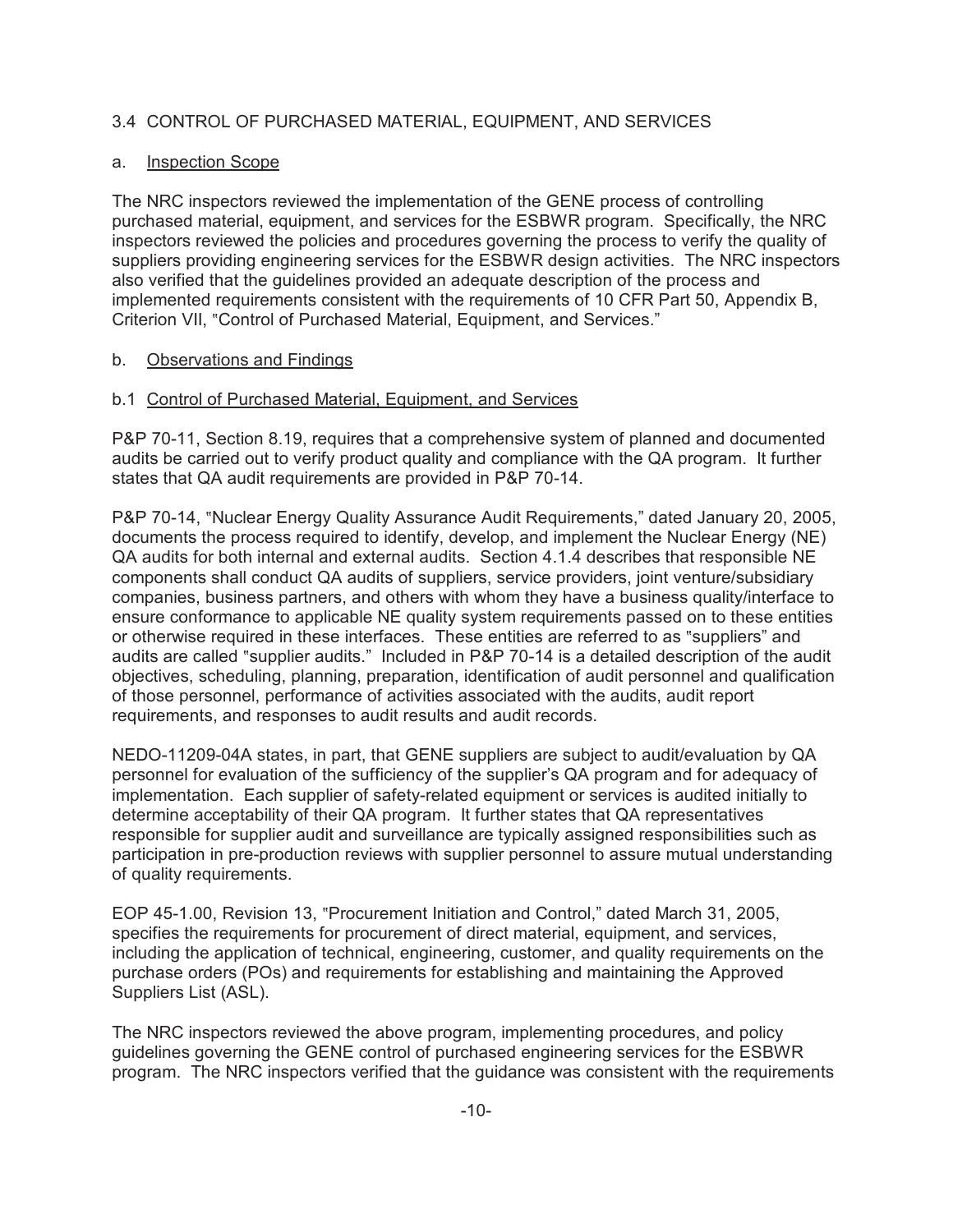### 3.4 CONTROL OF PURCHASED MATERIAL, EQUIPMENT, AND SERVICES

a. Inspection Scope

The NRC inspectors reviewed the implementation of the GENE process of controlling purchased material, equipment, and services for the ESBWR program. Specifically, the NRC inspectors reviewed the policies and procedures governing the process to verify the quality of suppliers providing engineering services for the ESBWR design activities. The NRC inspectors also verified that the guidelines provided an adequate description of the process and implemented requirements consistent with the requirements of 10 CFR Part 50, Appendix B, Criterion VII, "Control of Purchased Material, Equipment, and Services."

b. Observations and Findings

b.1 Control of Purchased Material, Equipment, and Services

P&P 70-11, Section 8.19, requires that a comprehensive system of planned and documented audits be carried out to verify product quality and compliance with the QA program. It further states that QA audit requirements are provided in P&P 70-14.

P&P 70-14, "Nuclear Energy Quality Assurance Audit Requirements," dated January 20, 2005, documents the process required to identify, develop, and implement the Nuclear Energy (NE) QA audits for both internal and external audits. Section 4.1.4 describes that responsible NE components shall conduct QA audits of suppliers, service providers, joint venture/subsidiary companies, business partners, and others with whom they have a business quality/interface to ensure conformance to applicable NE quality system requirements passed on to these entities or otherwise required in these interfaces. These entities are referred to as "suppliers" and audits are called "supplier audits." Included in P&P 70-14 is a detailed description of the audit objectives, scheduling, planning, preparation, identification of audit personnel and qualification of those personnel, performance of activities associated with the audits, audit report requirements, and responses to audit results and audit records.

NEDO-11209-04A states, in part, that GENE suppliers are subject to audit/evaluation by QA personnel for evaluation of the sufficiency of the supplier's QA program and for adequacy of implementation. Each supplier of safety-related equipment or services is audited initially to determine acceptability of their QA program. It further states that QA representatives responsible for supplier audit and surveillance are typically assigned responsibilities such as participation in pre-production reviews with supplier personnel to assure mutual understanding of quality requirements.

EOP 45-1.00, Revision 13, "Procurement Initiation and Control," dated March 31, 2005, specifies the requirements for procurement of direct material, equipment, and services, including the application of technical, engineering, customer, and quality requirements on the purchase orders (POs) and requirements for establishing and maintaining the Approved Suppliers List (ASL).

The NRC inspectors reviewed the above program, implementing procedures, and policy guidelines governing the GENE control of purchased engineering services for the ESBWR program. The NRC inspectors verified that the guidance was consistent with the requirements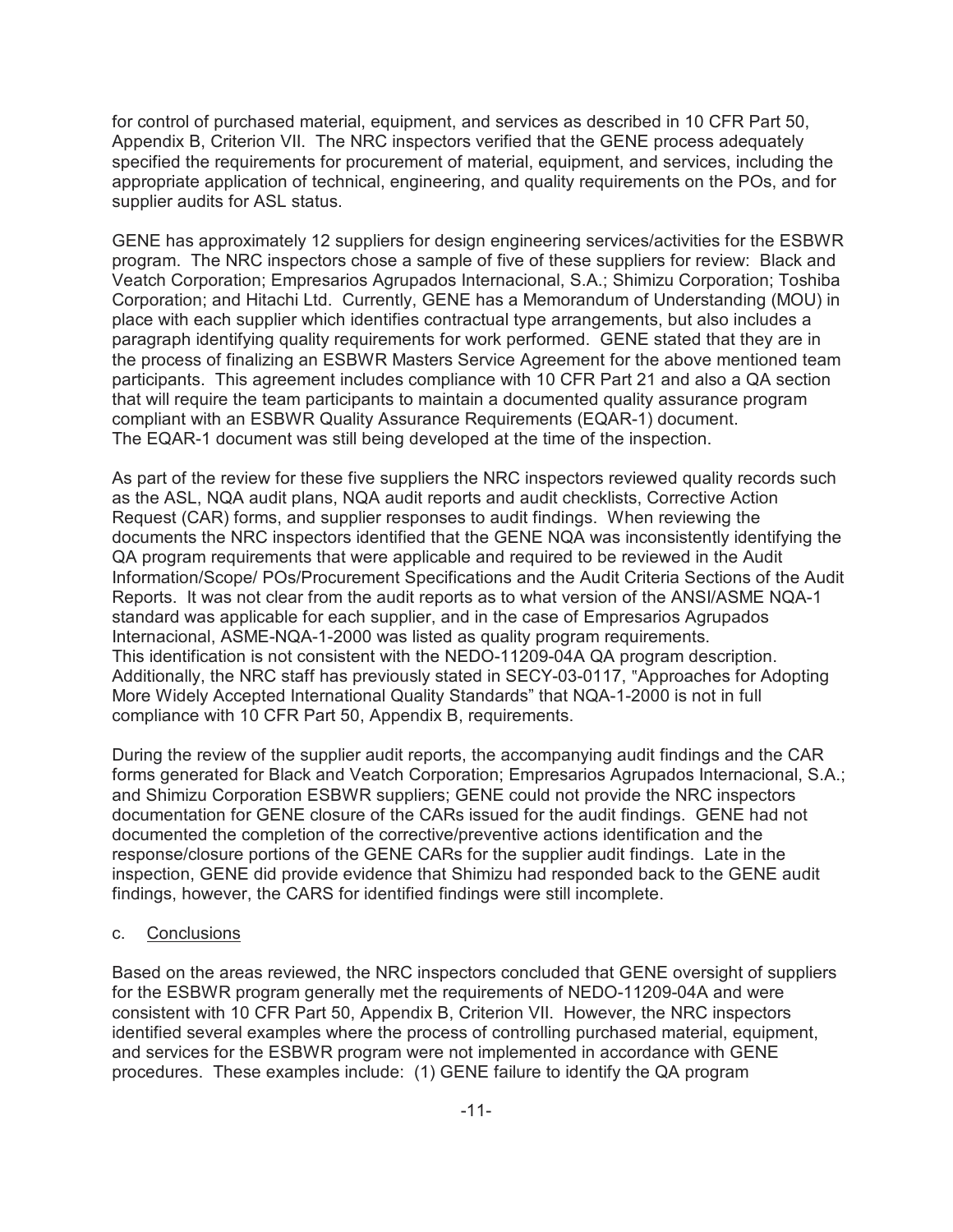for control of purchased material, equipment, and services as described in 10 CFR Part 50, Appendix B, Criterion VII. The NRC inspectors verified that the GENE process adequately specified the requirements for procurement of material, equipment, and services, including the appropriate application of technical, engineering, and quality requirements on the POs, and for supplier audits for ASL status.

GENE has approximately 12 suppliers for design engineering services/activities for the ESBWR program. The NRC inspectors chose a sample of five of these suppliers for review: Black and Veatch Corporation; Empresarios Agrupados Internacional, S.A.; Shimizu Corporation; Toshiba Corporation; and Hitachi Ltd. Currently, GENE has a Memorandum of Understanding (MOU) in place with each supplier which identifies contractual type arrangements, but also includes a paragraph identifying quality requirements for work performed. GENE stated that they are in the process of finalizing an ESBWR Masters Service Agreement for the above mentioned team participants. This agreement includes compliance with 10 CFR Part 21 and also a QA section that will require the team participants to maintain a documented quality assurance program compliant with an ESBWR Quality Assurance Requirements (EQAR-1) document. The EQAR-1 document was still being developed at the time of the inspection.

As part of the review for these five suppliers the NRC inspectors reviewed quality records such as the ASL, NQA audit plans, NQA audit reports and audit checklists, Corrective Action Request (CAR) forms, and supplier responses to audit findings. When reviewing the documents the NRC inspectors identified that the GENE NQA was inconsistently identifying the QA program requirements that were applicable and required to be reviewed in the Audit Information/Scope/ POs/Procurement Specifications and the Audit Criteria Sections of the Audit Reports. It was not clear from the audit reports as to what version of the ANSI/ASME NQA-1 standard was applicable for each supplier, and in the case of Empresarios Agrupados Internacional, ASME-NQA-1-2000 was listed as quality program requirements. This identification is not consistent with the NEDO-11209-04A QA program description. Additionally, the NRC staff has previously stated in SECY-03-0117, "Approaches for Adopting More Widely Accepted International Quality Standards" that NQA-1-2000 is not in full compliance with 10 CFR Part 50, Appendix B, requirements.

During the review of the supplier audit reports, the accompanying audit findings and the CAR forms generated for Black and Veatch Corporation; Empresarios Agrupados Internacional, S.A.; and Shimizu Corporation ESBWR suppliers; GENE could not provide the NRC inspectors documentation for GENE closure of the CARs issued for the audit findings. GENE had not documented the completion of the corrective/preventive actions identification and the response/closure portions of the GENE CARs for the supplier audit findings. Late in the inspection, GENE did provide evidence that Shimizu had responded back to the GENE audit findings, however, the CARS for identified findings were still incomplete.

c. Conclusions

Based on the areas reviewed, the NRC inspectors concluded that GENE oversight of suppliers for the ESBWR program generally met the requirements of NEDO-11209-04A and were consistent with 10 CFR Part 50, Appendix B, Criterion VII. However, the NRC inspectors identified several examples where the process of controlling purchased material, equipment, and services for the ESBWR program were not implemented in accordance with GENE procedures. These examples include: (1) GENE failure to identify the QA program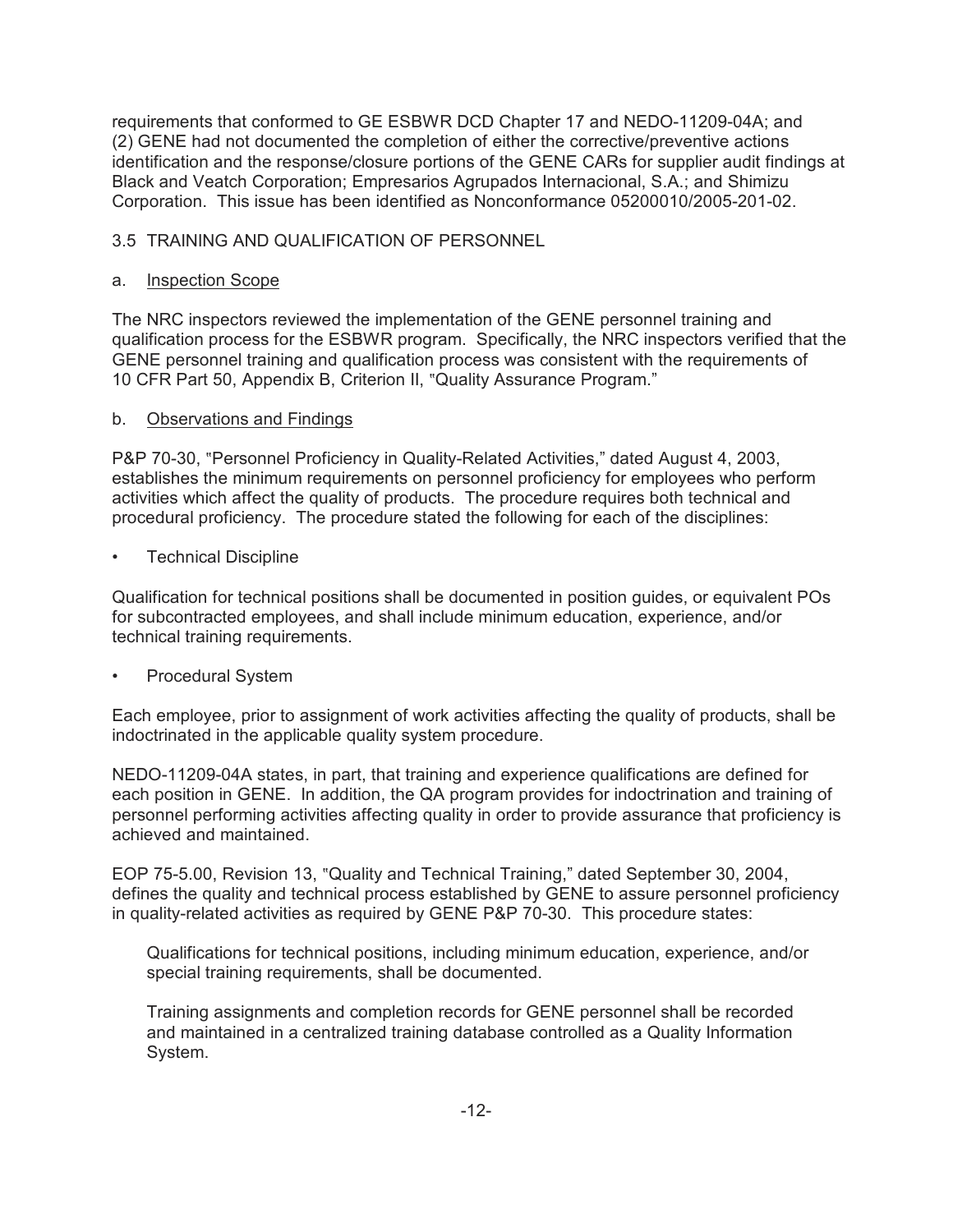requirements that conformed to GE ESBWR DCD Chapter 17 and NEDO-11209-04A; and (2) GENE had not documented the completion of either the corrective/preventive actions identification and the response/closure portions of the GENE CARs for supplier audit findings at Black and Veatch Corporation; Empresarios Agrupados Internacional, S.A.; and Shimizu Corporation. This issue has been identified as Nonconformance 05200010/2005-201-02.

### 3.5 TRAINING AND QUALIFICATION OF PERSONNEL

a. Inspection Scope

The NRC inspectors reviewed the implementation of the GENE personnel training and qualification process for the ESBWR program. Specifically, the NRC inspectors verified that the GENE personnel training and qualification process was consistent with the requirements of 10 CFR Part 50, Appendix B, Criterion II, "Quality Assurance Program."

b. Observations and Findings

P&P 70-30, "Personnel Proficiency in Quality-Related Activities," dated August 4, 2003, establishes the minimum requirements on personnel proficiency for employees who perform activities which affect the quality of products. The procedure requires both technical and procedural proficiency. The procedure stated the following for each of the disciplines:

- Technical Discipline

Qualification for technical positions shall be documented in position guides, or equivalent POs for subcontracted employees, and shall include minimum education, experience, and/or technical training requirements.

- Procedural System

Each employee, prior to assignment of work activities affecting the quality of products, shall be indoctrinated in the applicable quality system procedure.

NEDO-11209-04A states, in part, that training and experience qualifications are defined for each position in GENE. In addition, the QA program provides for indoctrination and training of personnel performing activities affecting quality in order to provide assurance that proficiency is achieved and maintained.

EOP 75-5.00, Revision 13, "Quality and Technical Training," dated September 30, 2004, defines the quality and technical process established by GENE to assure personnel proficiency in quality-related activities as required by GENE P&P 70-30. This procedure states:

> Qualifications for technical positions, including minimum education, experience, and/or special training requirements, shall be documented.
>
> Training assignments and completion records for GENE personnel shall be recorded and maintained in a centralized training database controlled as a Quality Information System.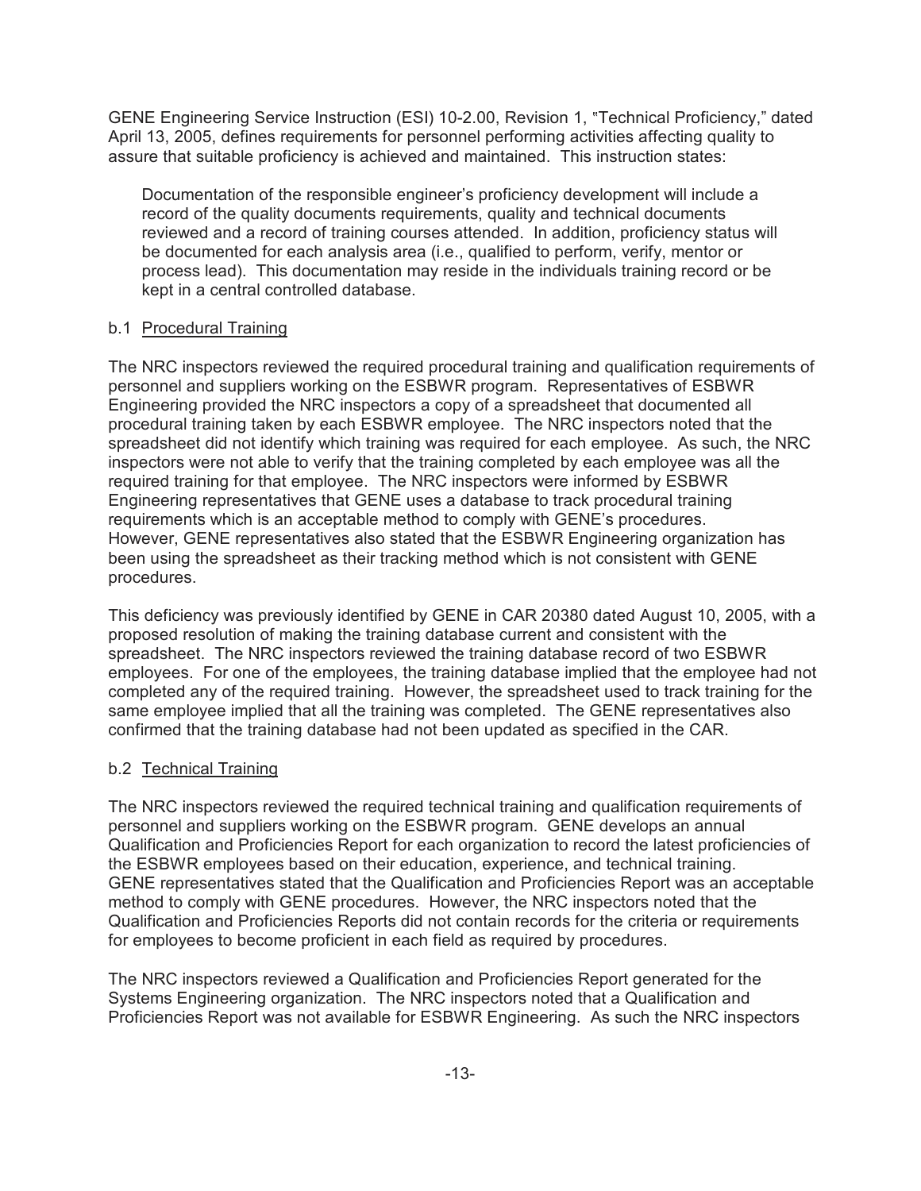GENE Engineering Service Instruction (ESI) 10-2.00, Revision 1, "Technical Proficiency," dated April 13, 2005, defines requirements for personnel performing activities affecting quality to assure that suitable proficiency is achieved and maintained. This instruction states:

> Documentation of the responsible engineer's proficiency development will include a record of the quality documents requirements, quality and technical documents reviewed and a record of training courses attended. In addition, proficiency status will be documented for each analysis area (i.e., qualified to perform, verify, mentor or process lead). This documentation may reside in the individuals training record or be kept in a central controlled database.

b.1 <u>Procedural Training</u>

The NRC inspectors reviewed the required procedural training and qualification requirements of personnel and suppliers working on the ESBWR program. Representatives of ESBWR Engineering provided the NRC inspectors a copy of a spreadsheet that documented all procedural training taken by each ESBWR employee. The NRC inspectors noted that the spreadsheet did not identify which training was required for each employee. As such, the NRC inspectors were not able to verify that the training completed by each employee was all the required training for that employee. The NRC inspectors were informed by ESBWR Engineering representatives that GENE uses a database to track procedural training requirements which is an acceptable method to comply with GENE's procedures. However, GENE representatives also stated that the ESBWR Engineering organization has been using the spreadsheet as their tracking method which is not consistent with GENE procedures.

This deficiency was previously identified by GENE in CAR 20380 dated August 10, 2005, with a proposed resolution of making the training database current and consistent with the spreadsheet. The NRC inspectors reviewed the training database record of two ESBWR employees. For one of the employees, the training database implied that the employee had not completed any of the required training. However, the spreadsheet used to track training for the same employee implied that all the training was completed. The GENE representatives also confirmed that the training database had not been updated as specified in the CAR.

b.2 <u>Technical Training</u>

The NRC inspectors reviewed the required technical training and qualification requirements of personnel and suppliers working on the ESBWR program. GENE develops an annual Qualification and Proficiencies Report for each organization to record the latest proficiencies of the ESBWR employees based on their education, experience, and technical training. GENE representatives stated that the Qualification and Proficiencies Report was an acceptable method to comply with GENE procedures. However, the NRC inspectors noted that the Qualification and Proficiencies Reports did not contain records for the criteria or requirements for employees to become proficient in each field as required by procedures.

The NRC inspectors reviewed a Qualification and Proficiencies Report generated for the Systems Engineering organization. The NRC inspectors noted that a Qualification and Proficiencies Report was not available for ESBWR Engineering. As such the NRC inspectors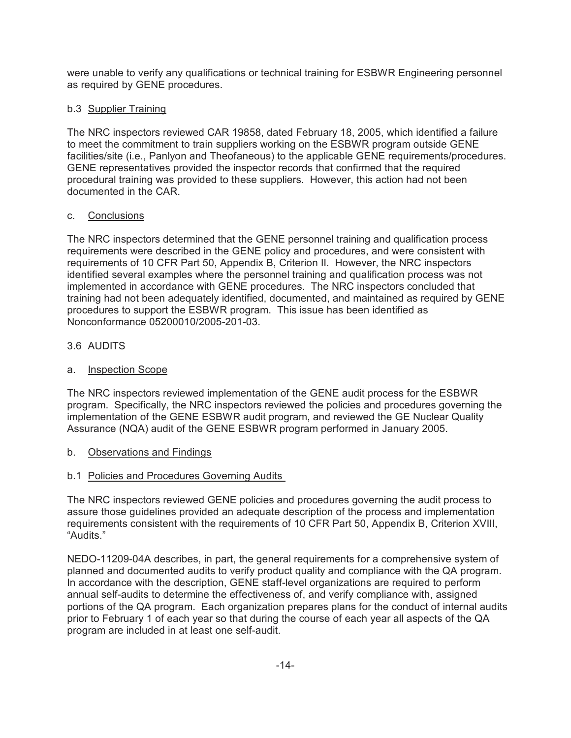were unable to verify any qualifications or technical training for ESBWR Engineering personnel as required by GENE procedures.

b.3 Supplier Training

The NRC inspectors reviewed CAR 19858, dated February 18, 2005, which identified a failure to meet the commitment to train suppliers working on the ESBWR program outside GENE facilities/site (i.e., Panlyon and Theofaneous) to the applicable GENE requirements/procedures. GENE representatives provided the inspector records that confirmed that the required procedural training was provided to these suppliers. However, this action had not been documented in the CAR.

c. Conclusions

The NRC inspectors determined that the GENE personnel training and qualification process requirements were described in the GENE policy and procedures, and were consistent with requirements of 10 CFR Part 50, Appendix B, Criterion II. However, the NRC inspectors identified several examples where the personnel training and qualification process was not implemented in accordance with GENE procedures. The NRC inspectors concluded that training had not been adequately identified, documented, and maintained as required by GENE procedures to support the ESBWR program. This issue has been identified as Nonconformance 05200010/2005-201-03.

## 3.6 AUDITS

a. Inspection Scope

The NRC inspectors reviewed implementation of the GENE audit process for the ESBWR program. Specifically, the NRC inspectors reviewed the policies and procedures governing the implementation of the GENE ESBWR audit program, and reviewed the GE Nuclear Quality Assurance (NQA) audit of the GENE ESBWR program performed in January 2005.

b. Observations and Findings

b.1 Policies and Procedures Governing Audits

The NRC inspectors reviewed GENE policies and procedures governing the audit process to assure those guidelines provided an adequate description of the process and implementation requirements consistent with the requirements of 10 CFR Part 50, Appendix B, Criterion XVIII, "Audits."

NEDO-11209-04A describes, in part, the general requirements for a comprehensive system of planned and documented audits to verify product quality and compliance with the QA program. In accordance with the description, GENE staff-level organizations are required to perform annual self-audits to determine the effectiveness of, and verify compliance with, assigned portions of the QA program. Each organization prepares plans for the conduct of internal audits prior to February 1 of each year so that during the course of each year all aspects of the QA program are included in at least one self-audit.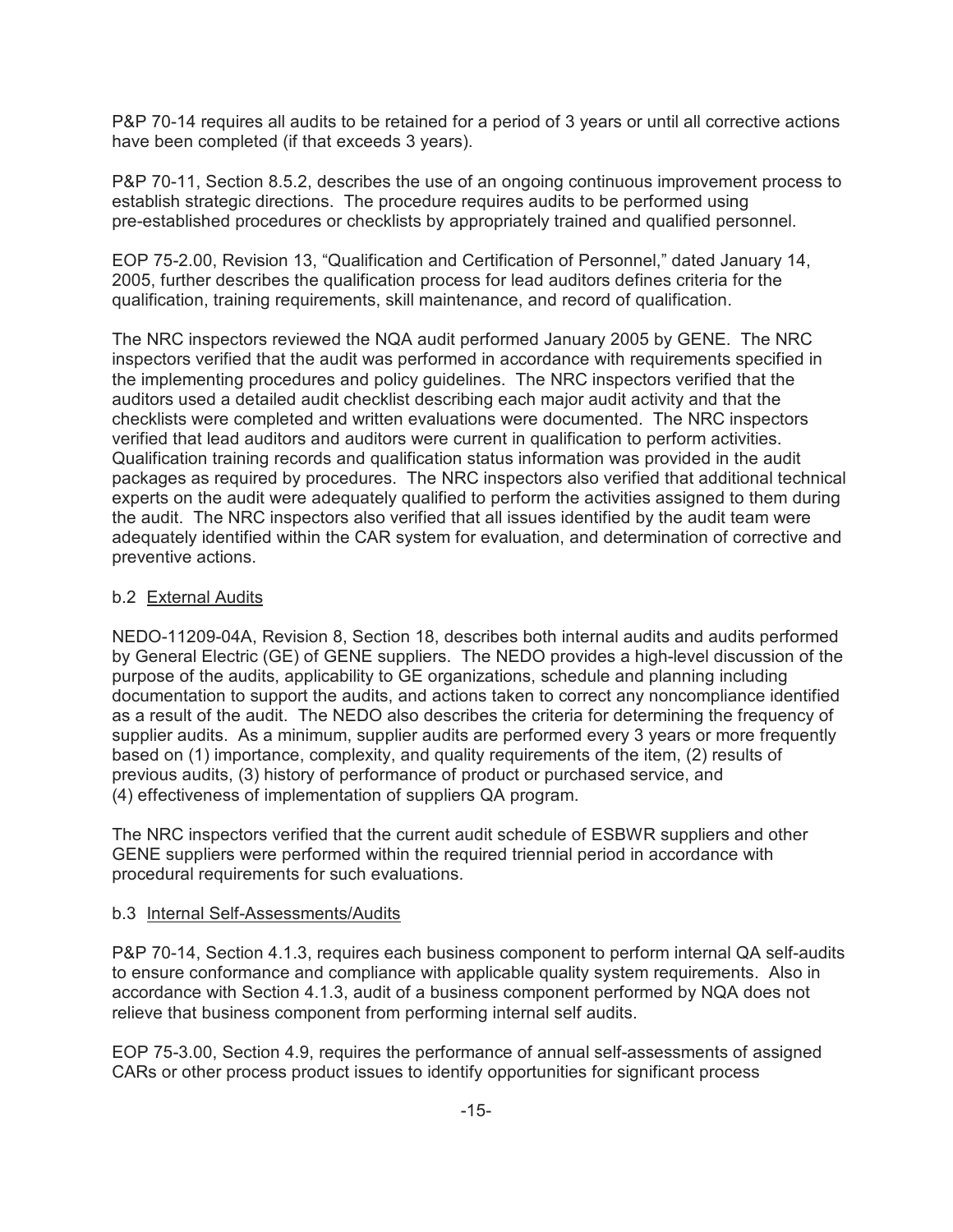P&P 70-14 requires all audits to be retained for a period of 3 years or until all corrective actions have been completed (if that exceeds 3 years).

P&P 70-11, Section 8.5.2, describes the use of an ongoing continuous improvement process to establish strategic directions. The procedure requires audits to be performed using pre-established procedures or checklists by appropriately trained and qualified personnel.

EOP 75-2.00, Revision 13, "Qualification and Certification of Personnel," dated January 14, 2005, further describes the qualification process for lead auditors defines criteria for the qualification, training requirements, skill maintenance, and record of qualification.

The NRC inspectors reviewed the NQA audit performed January 2005 by GENE. The NRC inspectors verified that the audit was performed in accordance with requirements specified in the implementing procedures and policy guidelines. The NRC inspectors verified that the auditors used a detailed audit checklist describing each major audit activity and that the checklists were completed and written evaluations were documented. The NRC inspectors verified that lead auditors and auditors were current in qualification to perform activities. Qualification training records and qualification status information was provided in the audit packages as required by procedures. The NRC inspectors also verified that additional technical experts on the audit were adequately qualified to perform the activities assigned to them during the audit. The NRC inspectors also verified that all issues identified by the audit team were adequately identified within the CAR system for evaluation, and determination of corrective and preventive actions.

b.2 External Audits

NEDO-11209-04A, Revision 8, Section 18, describes both internal audits and audits performed by General Electric (GE) of GENE suppliers. The NEDO provides a high-level discussion of the purpose of the audits, applicability to GE organizations, schedule and planning including documentation to support the audits, and actions taken to correct any noncompliance identified as a result of the audit. The NEDO also describes the criteria for determining the frequency of supplier audits. As a minimum, supplier audits are performed every 3 years or more frequently based on (1) importance, complexity, and quality requirements of the item, (2) results of previous audits, (3) history of performance of product or purchased service, and (4) effectiveness of implementation of suppliers QA program.

The NRC inspectors verified that the current audit schedule of ESBWR suppliers and other GENE suppliers were performed within the required triennial period in accordance with procedural requirements for such evaluations.

b.3 Internal Self-Assessments/Audits

P&P 70-14, Section 4.1.3, requires each business component to perform internal QA self-audits to ensure conformance and compliance with applicable quality system requirements. Also in accordance with Section 4.1.3, audit of a business component performed by NQA does not relieve that business component from performing internal self audits.

EOP 75-3.00, Section 4.9, requires the performance of annual self-assessments of assigned CARs or other process product issues to identify opportunities for significant process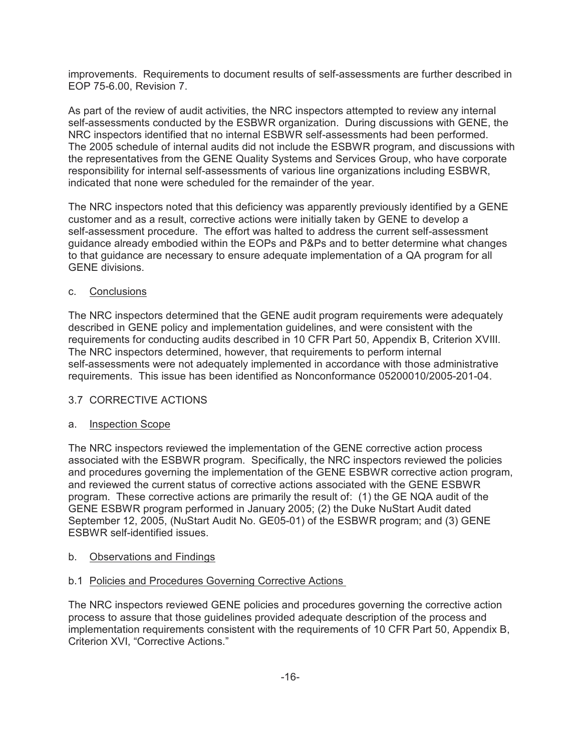improvements. Requirements to document results of self-assessments are further described in EOP 75-6.00, Revision 7.

As part of the review of audit activities, the NRC inspectors attempted to review any internal self-assessments conducted by the ESBWR organization. During discussions with GENE, the NRC inspectors identified that no internal ESBWR self-assessments had been performed. The 2005 schedule of internal audits did not include the ESBWR program, and discussions with the representatives from the GENE Quality Systems and Services Group, who have corporate responsibility for internal self-assessments of various line organizations including ESBWR, indicated that none were scheduled for the remainder of the year.

The NRC inspectors noted that this deficiency was apparently previously identified by a GENE customer and as a result, corrective actions were initially taken by GENE to develop a self-assessment procedure. The effort was halted to address the current self-assessment guidance already embodied within the EOPs and P&Ps and to better determine what changes to that guidance are necessary to ensure adequate implementation of a QA program for all GENE divisions.

c. Conclusions

The NRC inspectors determined that the GENE audit program requirements were adequately described in GENE policy and implementation guidelines, and were consistent with the requirements for conducting audits described in 10 CFR Part 50, Appendix B, Criterion XVIII. The NRC inspectors determined, however, that requirements to perform internal self-assessments were not adequately implemented in accordance with those administrative requirements. This issue has been identified as Nonconformance 05200010/2005-201-04.

## 3.7 CORRECTIVE ACTIONS

a. Inspection Scope

The NRC inspectors reviewed the implementation of the GENE corrective action process associated with the ESBWR program. Specifically, the NRC inspectors reviewed the policies and procedures governing the implementation of the GENE ESBWR corrective action program, and reviewed the current status of corrective actions associated with the GENE ESBWR program. These corrective actions are primarily the result of: (1) the GE NQA audit of the GENE ESBWR program performed in January 2005; (2) the Duke NuStart Audit dated September 12, 2005, (NuStart Audit No. GE05-01) of the ESBWR program; and (3) GENE ESBWR self-identified issues.

b. Observations and Findings

b.1 Policies and Procedures Governing Corrective Actions

The NRC inspectors reviewed GENE policies and procedures governing the corrective action process to assure that those guidelines provided adequate description of the process and implementation requirements consistent with the requirements of 10 CFR Part 50, Appendix B, Criterion XVI, "Corrective Actions."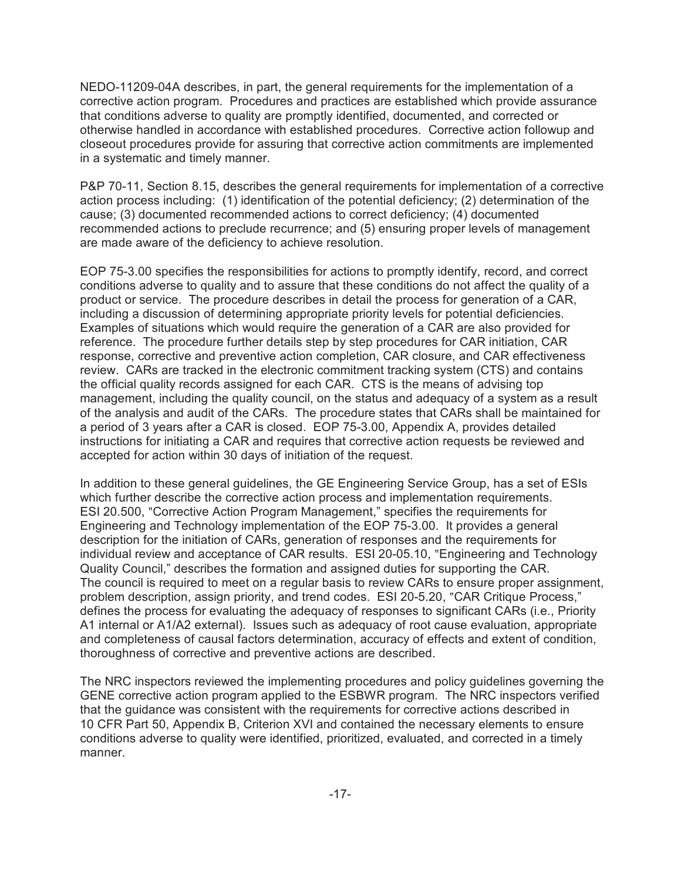NEDO-11209-04A describes, in part, the general requirements for the implementation of a corrective action program. Procedures and practices are established which provide assurance that conditions adverse to quality are promptly identified, documented, and corrected or otherwise handled in accordance with established procedures. Corrective action followup and closeout procedures provide for assuring that corrective action commitments are implemented in a systematic and timely manner.

P&P 70-11, Section 8.15, describes the general requirements for implementation of a corrective action process including: (1) identification of the potential deficiency; (2) determination of the cause; (3) documented recommended actions to correct deficiency; (4) documented recommended actions to preclude recurrence; and (5) ensuring proper levels of management are made aware of the deficiency to achieve resolution.

EOP 75-3.00 specifies the responsibilities for actions to promptly identify, record, and correct conditions adverse to quality and to assure that these conditions do not affect the quality of a product or service. The procedure describes in detail the process for generation of a CAR, including a discussion of determining appropriate priority levels for potential deficiencies. Examples of situations which would require the generation of a CAR are also provided for reference. The procedure further details step by step procedures for CAR initiation, CAR response, corrective and preventive action completion, CAR closure, and CAR effectiveness review. CARs are tracked in the electronic commitment tracking system (CTS) and contains the official quality records assigned for each CAR. CTS is the means of advising top management, including the quality council, on the status and adequacy of a system as a result of the analysis and audit of the CARs. The procedure states that CARs shall be maintained for a period of 3 years after a CAR is closed. EOP 75-3.00, Appendix A, provides detailed instructions for initiating a CAR and requires that corrective action requests be reviewed and accepted for action within 30 days of initiation of the request.

In addition to these general guidelines, the GE Engineering Service Group, has a set of ESIs which further describe the corrective action process and implementation requirements. ESI 20.500, "Corrective Action Program Management," specifies the requirements for Engineering and Technology implementation of the EOP 75-3.00. It provides a general description for the initiation of CARs, generation of responses and the requirements for individual review and acceptance of CAR results. ESI 20-05.10, "Engineering and Technology Quality Council," describes the formation and assigned duties for supporting the CAR. The council is required to meet on a regular basis to review CARs to ensure proper assignment, problem description, assign priority, and trend codes. ESI 20-5.20, "CAR Critique Process," defines the process for evaluating the adequacy of responses to significant CARs (i.e., Priority A1 internal or A1/A2 external). Issues such as adequacy of root cause evaluation, appropriate and completeness of causal factors determination, accuracy of effects and extent of condition, thoroughness of corrective and preventive actions are described.

The NRC inspectors reviewed the implementing procedures and policy guidelines governing the GENE corrective action program applied to the ESBWR program. The NRC inspectors verified that the guidance was consistent with the requirements for corrective actions described in 10 CFR Part 50, Appendix B, Criterion XVI and contained the necessary elements to ensure conditions adverse to quality were identified, prioritized, evaluated, and corrected in a timely manner.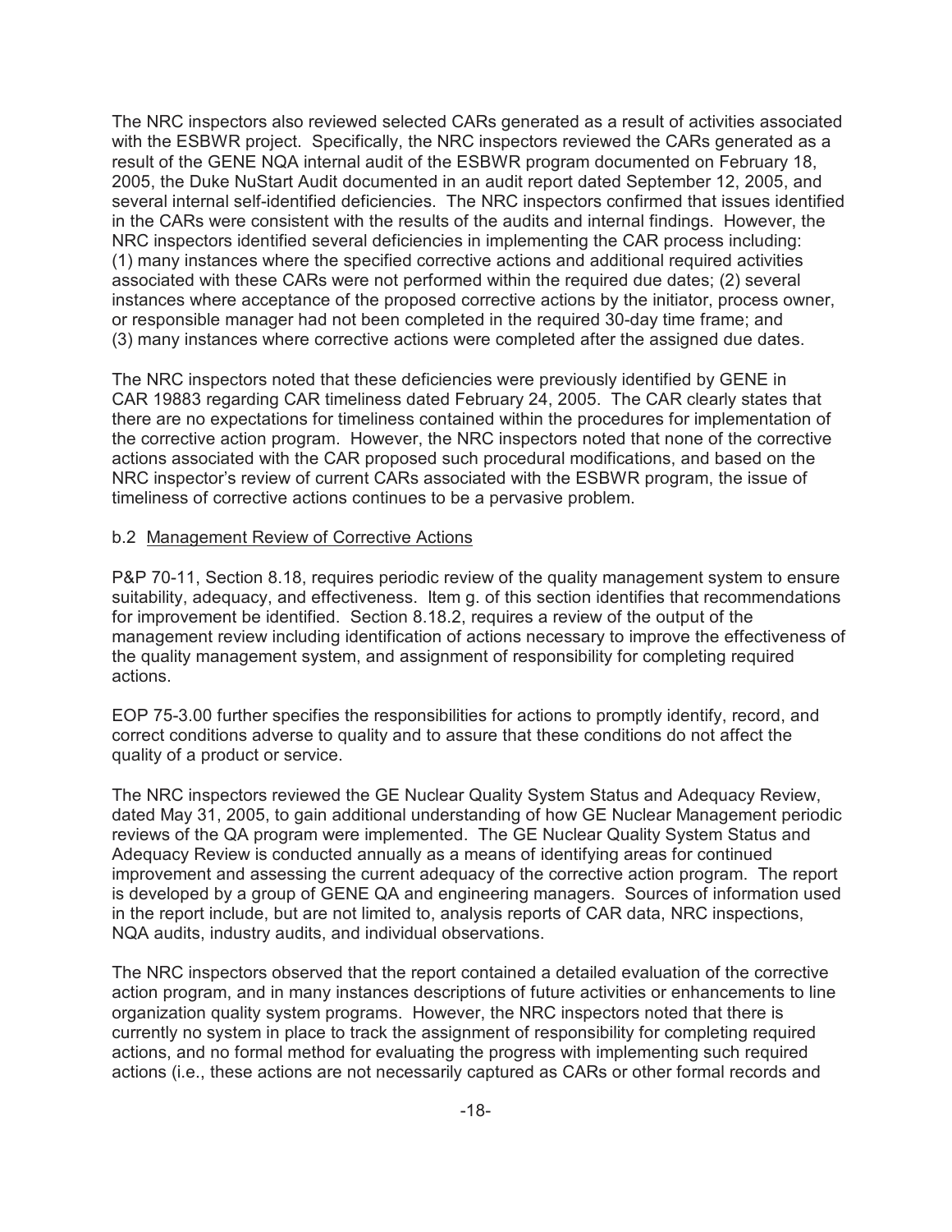The NRC inspectors also reviewed selected CARs generated as a result of activities associated with the ESBWR project. Specifically, the NRC inspectors reviewed the CARs generated as a result of the GENE NQA internal audit of the ESBWR program documented on February 18, 2005, the Duke NuStart Audit documented in an audit report dated September 12, 2005, and several internal self-identified deficiencies. The NRC inspectors confirmed that issues identified in the CARs were consistent with the results of the audits and internal findings. However, the NRC inspectors identified several deficiencies in implementing the CAR process including: (1) many instances where the specified corrective actions and additional required activities associated with these CARs were not performed within the required due dates; (2) several instances where acceptance of the proposed corrective actions by the initiator, process owner, or responsible manager had not been completed in the required 30-day time frame; and (3) many instances where corrective actions were completed after the assigned due dates.

The NRC inspectors noted that these deficiencies were previously identified by GENE in CAR 19883 regarding CAR timeliness dated February 24, 2005. The CAR clearly states that there are no expectations for timeliness contained within the procedures for implementation of the corrective action program. However, the NRC inspectors noted that none of the corrective actions associated with the CAR proposed such procedural modifications, and based on the NRC inspector's review of current CARs associated with the ESBWR program, the issue of timeliness of corrective actions continues to be a pervasive problem.

b.2 Management Review of Corrective Actions

P&P 70-11, Section 8.18, requires periodic review of the quality management system to ensure suitability, adequacy, and effectiveness. Item g. of this section identifies that recommendations for improvement be identified. Section 8.18.2, requires a review of the output of the management review including identification of actions necessary to improve the effectiveness of the quality management system, and assignment of responsibility for completing required actions.

EOP 75-3.00 further specifies the responsibilities for actions to promptly identify, record, and correct conditions adverse to quality and to assure that these conditions do not affect the quality of a product or service.

The NRC inspectors reviewed the GE Nuclear Quality System Status and Adequacy Review, dated May 31, 2005, to gain additional understanding of how GE Nuclear Management periodic reviews of the QA program were implemented. The GE Nuclear Quality System Status and Adequacy Review is conducted annually as a means of identifying areas for continued improvement and assessing the current adequacy of the corrective action program. The report is developed by a group of GENE QA and engineering managers. Sources of information used in the report include, but are not limited to, analysis reports of CAR data, NRC inspections, NQA audits, industry audits, and individual observations.

The NRC inspectors observed that the report contained a detailed evaluation of the corrective action program, and in many instances descriptions of future activities or enhancements to line organization quality system programs. However, the NRC inspectors noted that there is currently no system in place to track the assignment of responsibility for completing required actions, and no formal method for evaluating the progress with implementing such required actions (i.e., these actions are not necessarily captured as CARs or other formal records and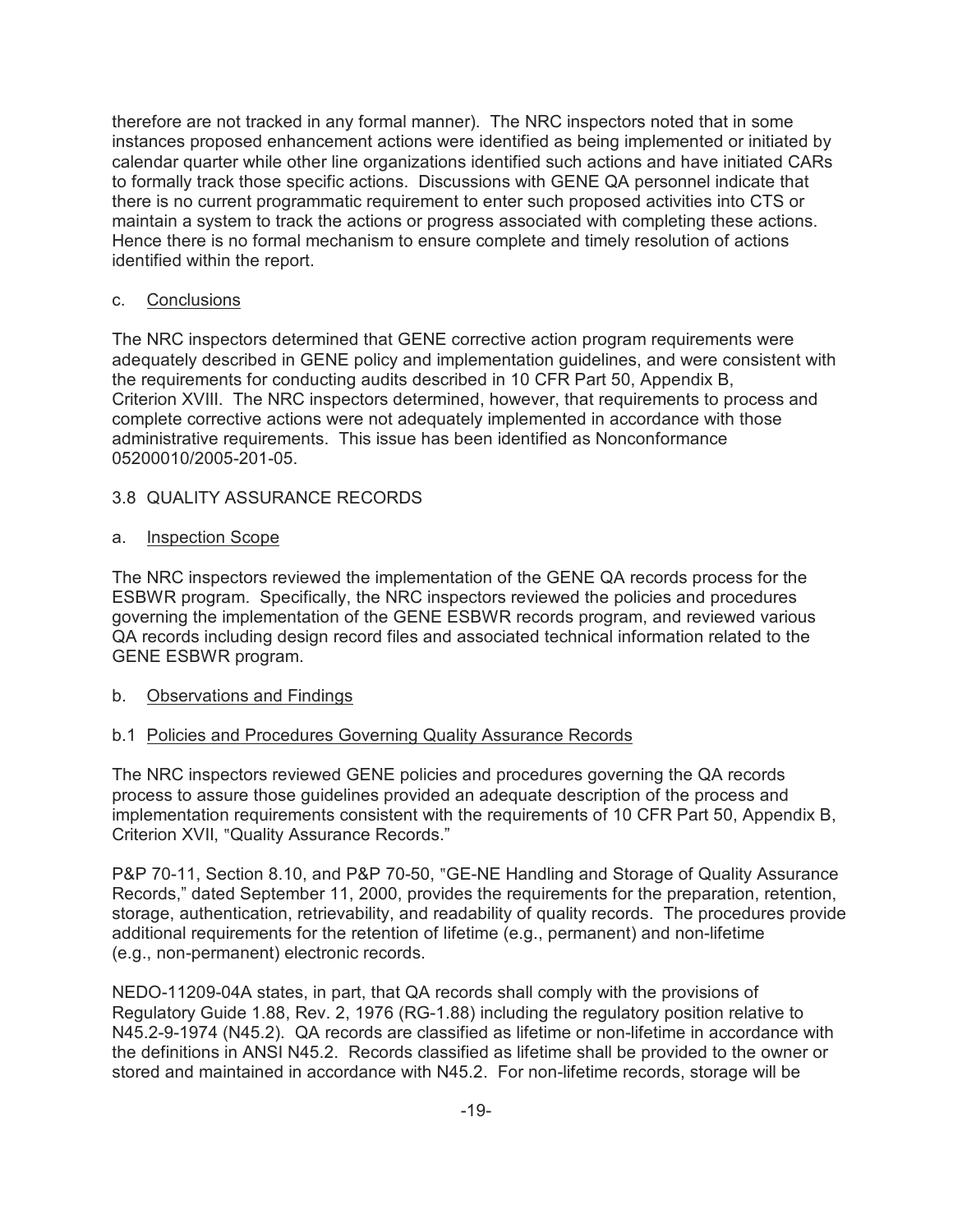therefore are not tracked in any formal manner). The NRC inspectors noted that in some instances proposed enhancement actions were identified as being implemented or initiated by calendar quarter while other line organizations identified such actions and have initiated CARs to formally track those specific actions. Discussions with GENE QA personnel indicate that there is no current programmatic requirement to enter such proposed activities into CTS or maintain a system to track the actions or progress associated with completing these actions. Hence there is no formal mechanism to ensure complete and timely resolution of actions identified within the report.

c. Conclusions

The NRC inspectors determined that GENE corrective action program requirements were adequately described in GENE policy and implementation guidelines, and were consistent with the requirements for conducting audits described in 10 CFR Part 50, Appendix B, Criterion XVIII. The NRC inspectors determined, however, that requirements to process and complete corrective actions were not adequately implemented in accordance with those administrative requirements. This issue has been identified as Nonconformance 05200010/2005-201-05.

## 3.8 QUALITY ASSURANCE RECORDS

a. Inspection Scope

The NRC inspectors reviewed the implementation of the GENE QA records process for the ESBWR program. Specifically, the NRC inspectors reviewed the policies and procedures governing the implementation of the GENE ESBWR records program, and reviewed various QA records including design record files and associated technical information related to the GENE ESBWR program.

b. Observations and Findings

b.1 Policies and Procedures Governing Quality Assurance Records

The NRC inspectors reviewed GENE policies and procedures governing the QA records process to assure those guidelines provided an adequate description of the process and implementation requirements consistent with the requirements of 10 CFR Part 50, Appendix B, Criterion XVII, "Quality Assurance Records."

P&P 70-11, Section 8.10, and P&P 70-50, "GE-NE Handling and Storage of Quality Assurance Records," dated September 11, 2000, provides the requirements for the preparation, retention, storage, authentication, retrievability, and readability of quality records. The procedures provide additional requirements for the retention of lifetime (e.g., permanent) and non-lifetime (e.g., non-permanent) electronic records.

NEDO-11209-04A states, in part, that QA records shall comply with the provisions of Regulatory Guide 1.88, Rev. 2, 1976 (RG-1.88) including the regulatory position relative to N45.2-9-1974 (N45.2). QA records are classified as lifetime or non-lifetime in accordance with the definitions in ANSI N45.2. Records classified as lifetime shall be provided to the owner or stored and maintained in accordance with N45.2. For non-lifetime records, storage will be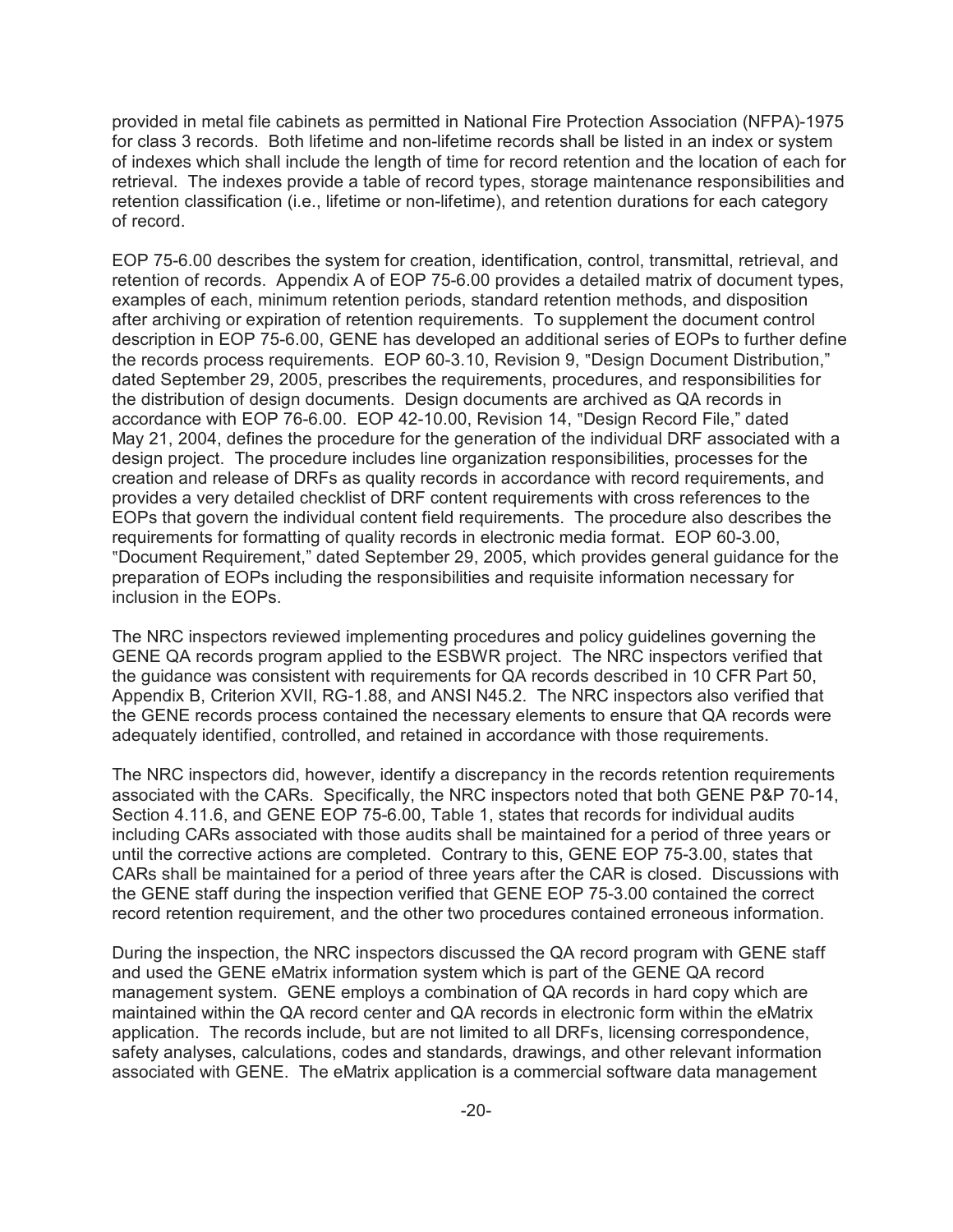provided in metal file cabinets as permitted in National Fire Protection Association (NFPA)-1975 for class 3 records. Both lifetime and non-lifetime records shall be listed in an index or system of indexes which shall include the length of time for record retention and the location of each for retrieval. The indexes provide a table of record types, storage maintenance responsibilities and retention classification (i.e., lifetime or non-lifetime), and retention durations for each category of record.

EOP 75-6.00 describes the system for creation, identification, control, transmittal, retrieval, and retention of records. Appendix A of EOP 75-6.00 provides a detailed matrix of document types, examples of each, minimum retention periods, standard retention methods, and disposition after archiving or expiration of retention requirements. To supplement the document control description in EOP 75-6.00, GENE has developed an additional series of EOPs to further define the records process requirements. EOP 60-3.10, Revision 9, "Design Document Distribution," dated September 29, 2005, prescribes the requirements, procedures, and responsibilities for the distribution of design documents. Design documents are archived as QA records in accordance with EOP 76-6.00. EOP 42-10.00, Revision 14, "Design Record File," dated May 21, 2004, defines the procedure for the generation of the individual DRF associated with a design project. The procedure includes line organization responsibilities, processes for the creation and release of DRFs as quality records in accordance with record requirements, and provides a very detailed checklist of DRF content requirements with cross references to the EOPs that govern the individual content field requirements. The procedure also describes the requirements for formatting of quality records in electronic media format. EOP 60-3.00, "Document Requirement," dated September 29, 2005, which provides general guidance for the preparation of EOPs including the responsibilities and requisite information necessary for inclusion in the EOPs.

The NRC inspectors reviewed implementing procedures and policy guidelines governing the GENE QA records program applied to the ESBWR project. The NRC inspectors verified that the guidance was consistent with requirements for QA records described in 10 CFR Part 50, Appendix B, Criterion XVII, RG-1.88, and ANSI N45.2. The NRC inspectors also verified that the GENE records process contained the necessary elements to ensure that QA records were adequately identified, controlled, and retained in accordance with those requirements.

The NRC inspectors did, however, identify a discrepancy in the records retention requirements associated with the CARs. Specifically, the NRC inspectors noted that both GENE P&P 70-14, Section 4.11.6, and GENE EOP 75-6.00, Table 1, states that records for individual audits including CARs associated with those audits shall be maintained for a period of three years or until the corrective actions are completed. Contrary to this, GENE EOP 75-3.00, states that CARs shall be maintained for a period of three years after the CAR is closed. Discussions with the GENE staff during the inspection verified that GENE EOP 75-3.00 contained the correct record retention requirement, and the other two procedures contained erroneous information.

During the inspection, the NRC inspectors discussed the QA record program with GENE staff and used the GENE eMatrix information system which is part of the GENE QA record management system. GENE employs a combination of QA records in hard copy which are maintained within the QA record center and QA records in electronic form within the eMatrix application. The records include, but are not limited to all DRFs, licensing correspondence, safety analyses, calculations, codes and standards, drawings, and other relevant information associated with GENE. The eMatrix application is a commercial software data management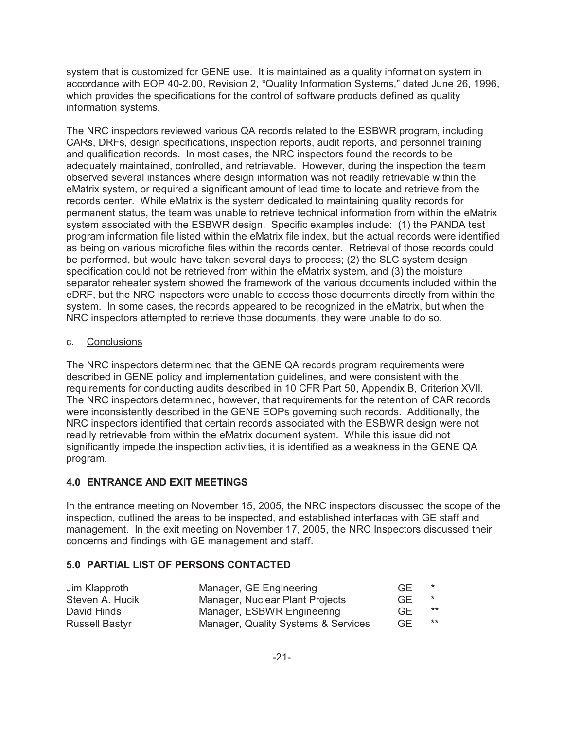system that is customized for GENE use. It is maintained as a quality information system in accordance with EOP 40-2.00, Revision 2, "Quality Information Systems," dated June 26, 1996, which provides the specifications for the control of software products defined as quality information systems.

The NRC inspectors reviewed various QA records related to the ESBWR program, including CARs, DRFs, design specifications, inspection reports, audit reports, and personnel training and qualification records. In most cases, the NRC inspectors found the records to be adequately maintained, controlled, and retrievable. However, during the inspection the team observed several instances where design information was not readily retrievable within the eMatrix system, or required a significant amount of lead time to locate and retrieve from the records center. While eMatrix is the system dedicated to maintaining quality records for permanent status, the team was unable to retrieve technical information from within the eMatrix system associated with the ESBWR design. Specific examples include: (1) the PANDA test program information file listed within the eMatrix file index, but the actual records were identified as being on various microfiche files within the records center. Retrieval of those records could be performed, but would have taken several days to process; (2) the SLC system design specification could not be retrieved from within the eMatrix system, and (3) the moisture separator reheater system showed the framework of the various documents included within the eDRF, but the NRC inspectors were unable to access those documents directly from within the system. In some cases, the records appeared to be recognized in the eMatrix, but when the NRC inspectors attempted to retrieve those documents, they were unable to do so.

c. Conclusions

The NRC inspectors determined that the GENE QA records program requirements were described in GENE policy and implementation guidelines, and were consistent with the requirements for conducting audits described in 10 CFR Part 50, Appendix B, Criterion XVII. The NRC inspectors determined, however, that requirements for the retention of CAR records were inconsistently described in the GENE EOPs governing such records. Additionally, the NRC inspectors identified that certain records associated with the ESBWR design were not readily retrievable from within the eMatrix document system. While this issue did not significantly impede the inspection activities, it is identified as a weakness in the GENE QA program.

## 4.0 ENTRANCE AND EXIT MEETINGS

In the entrance meeting on November 15, 2005, the NRC inspectors discussed the scope of the inspection, outlined the areas to be inspected, and established interfaces with GE staff and management. In the exit meeting on November 17, 2005, the NRC Inspectors discussed their concerns and findings with GE management and staff.

## 5.0 PARTIAL LIST OF PERSONS CONTACTED

| | | | |
|---|---|---|---|
| Jim Klapproth | Manager, GE Engineering | GE | * |
| Steven A. Hucik | Manager, Nuclear Plant Projects | GE | * |
| David Hinds | Manager, ESBWR Engineering | GE | ** |
| Russell Bastyr | Manager, Quality Systems & Services | GE | ** |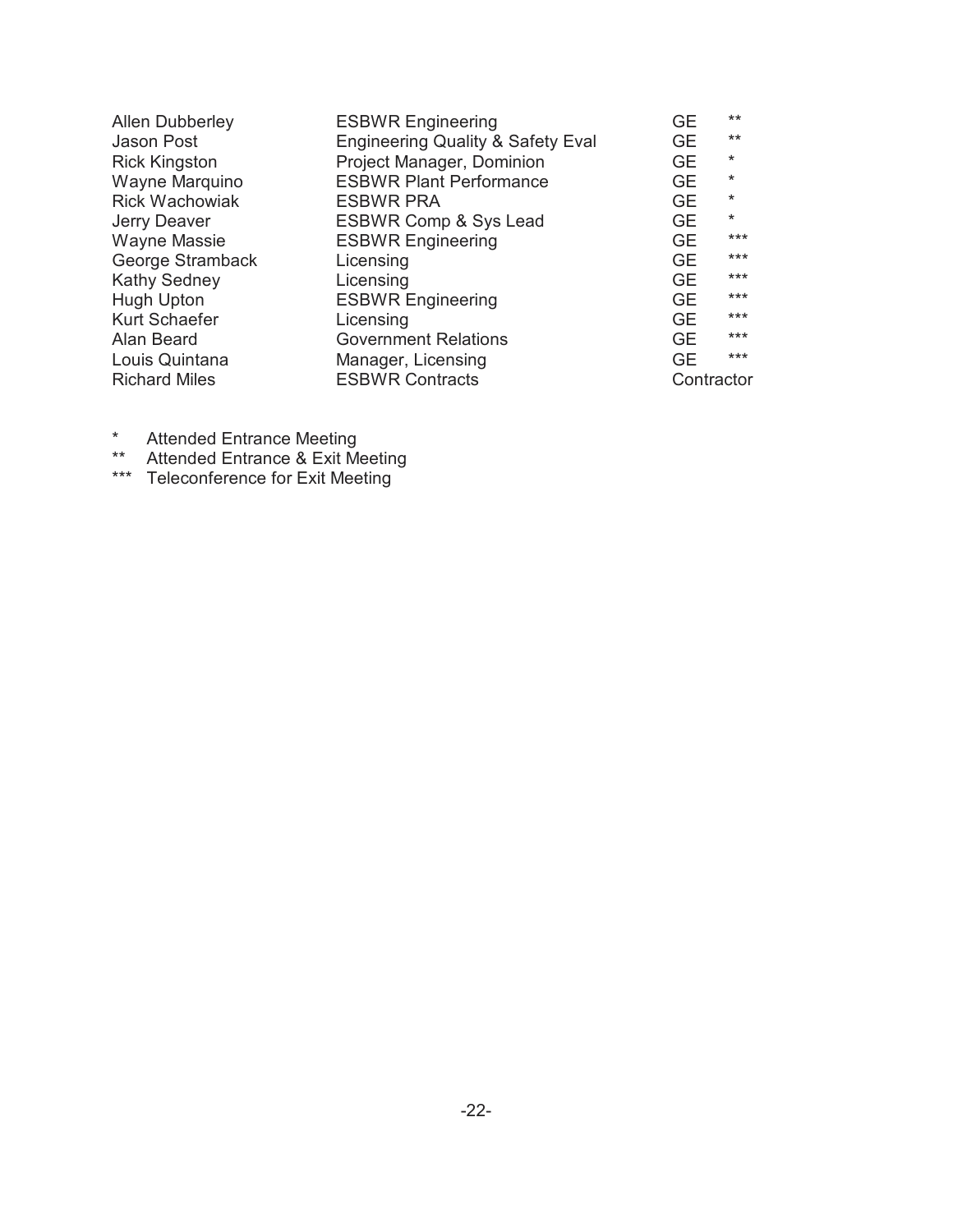| | | | |
|---|---|---|---|
| Allen Dubberley | ESBWR Engineering | GE | ** |
| Jason Post | Engineering Quality & Safety Eval | GE | ** |
| Rick Kingston | Project Manager, Dominion | GE | * |
| Wayne Marquino | ESBWR Plant Performance | GE | * |
| Rick Wachowiak | ESBWR PRA | GE | * |
| Jerry Deaver | ESBWR Comp & Sys Lead | GE | * |
| Wayne Massie | ESBWR Engineering | GE | *** |
| George Stramback | Licensing | GE | *** |
| Kathy Sedney | Licensing | GE | *** |
| Hugh Upton | ESBWR Engineering | GE | *** |
| Kurt Schaefer | Licensing | GE | *** |
| Alan Beard | Government Relations | GE | *** |
| Louis Quintana | Manager, Licensing | GE | *** |
| Richard Miles | ESBWR Contracts | Contractor | |

\* Attended Entrance Meeting

\** Attended Entrance & Exit Meeting

\*** Teleconference for Exit Meeting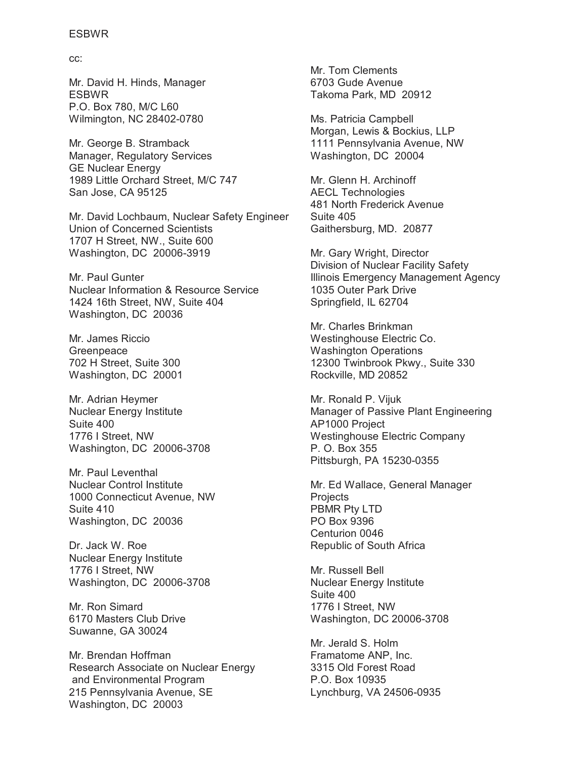ESBWR

cc:

Mr. David H. Hinds, Manager
ESBWR
P.O. Box 780, M/C L60
Wilmington, NC 28402-0780

Mr. George B. Stramback
Manager, Regulatory Services
GE Nuclear Energy
1989 Little Orchard Street, M/C 747
San Jose, CA 95125

Mr. David Lochbaum, Nuclear Safety Engineer
Union of Concerned Scientists
1707 H Street, NW., Suite 600
Washington, DC 20006-3919

Mr. Paul Gunter
Nuclear Information & Resource Service
1424 16th Street, NW, Suite 404
Washington, DC 20036

Mr. James Riccio
Greenpeace
702 H Street, Suite 300
Washington, DC 20001

Mr. Adrian Heymer
Nuclear Energy Institute
Suite 400
1776 I Street, NW
Washington, DC 20006-3708

Mr. Paul Leventhal
Nuclear Control Institute
1000 Connecticut Avenue, NW
Suite 410
Washington, DC 20036

Dr. Jack W. Roe
Nuclear Energy Institute
1776 I Street, NW
Washington, DC 20006-3708

Mr. Ron Simard
6170 Masters Club Drive
Suwanne, GA 30024

Mr. Brendan Hoffman
Research Associate on Nuclear Energy
and Environmental Program
215 Pennsylvania Avenue, SE
Washington, DC 20003

Mr. Tom Clements
6703 Gude Avenue
Takoma Park, MD 20912

Ms. Patricia Campbell
Morgan, Lewis & Bockius, LLP
1111 Pennsylvania Avenue, NW
Washington, DC 20004

Mr. Glenn H. Archinoff
AECL Technologies
481 North Frederick Avenue
Suite 405
Gaithersburg, MD. 20877

Mr. Gary Wright, Director
Division of Nuclear Facility Safety
Illinois Emergency Management Agency
1035 Outer Park Drive
Springfield, IL 62704

Mr. Charles Brinkman
Westinghouse Electric Co.
Washington Operations
12300 Twinbrook Pkwy., Suite 330
Rockville, MD 20852

Mr. Ronald P. Vijuk
Manager of Passive Plant Engineering
AP1000 Project
Westinghouse Electric Company
P. O. Box 355
Pittsburgh, PA 15230-0355

Mr. Ed Wallace, General Manager
Projects
PBMR Pty LTD
PO Box 9396
Centurion 0046
Republic of South Africa

Mr. Russell Bell
Nuclear Energy Institute
Suite 400
1776 I Street, NW
Washington, DC 20006-3708

Mr. Jerald S. Holm
Framatome ANP, Inc.
3315 Old Forest Road
P.O. Box 10935
Lynchburg, VA 24506-0935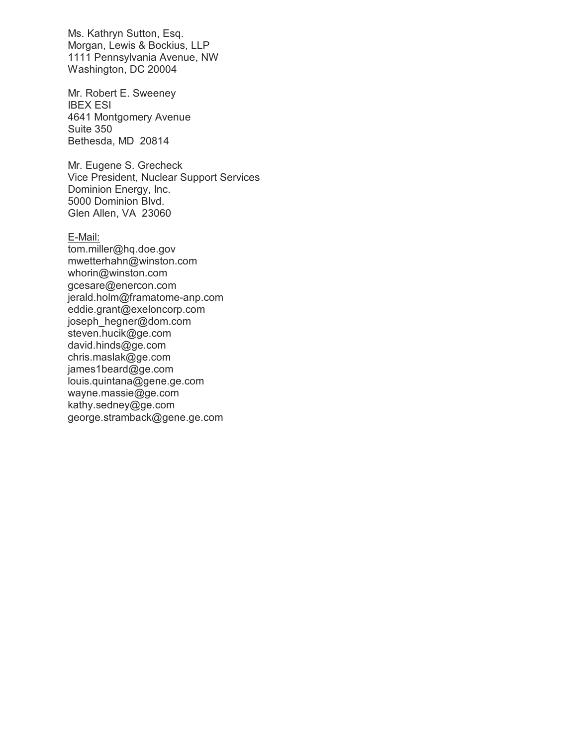Ms. Kathryn Sutton, Esq.
Morgan, Lewis & Bockius, LLP
1111 Pennsylvania Avenue, NW
Washington, DC 20004

Mr. Robert E. Sweeney
IBEX ESI
4641 Montgomery Avenue
Suite 350
Bethesda, MD 20814

Mr. Eugene S. Grecheck
Vice President, Nuclear Support Services
Dominion Energy, Inc.
5000 Dominion Blvd.
Glen Allen, VA 23060

<u>E-Mail:</u>
tom.miller@hq.doe.gov
mwetterhahn@winston.com
whorin@winston.com
gcesare@enercon.com
jerald.holm@framatome-anp.com
eddie.grant@exeloncorp.com
joseph_hegner@dom.com
steven.hucik@ge.com
david.hinds@ge.com
chris.maslak@ge.com
james1beard@ge.com
louis.quintana@gene.ge.com
wayne.massie@ge.com
kathy.sedney@ge.com
george.stramback@gene.ge.com